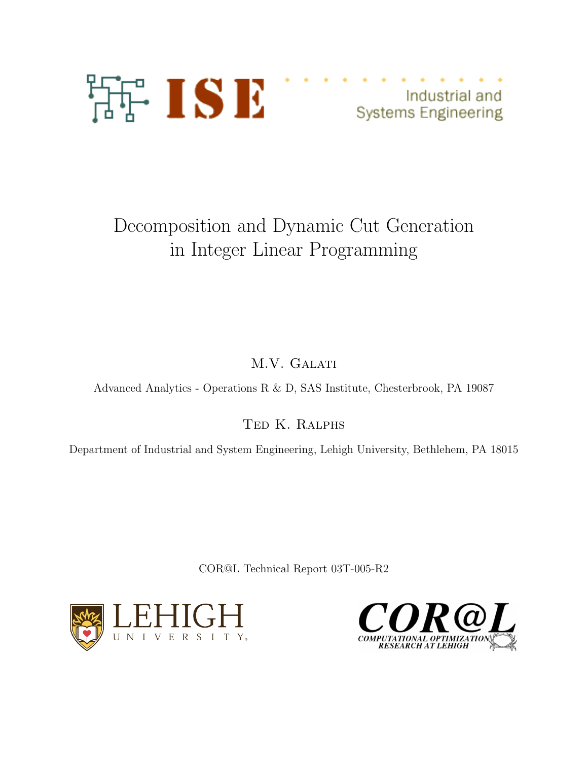ISE Industrial and Systems Engineering

# Decomposition and Dynamic Cut Generation in Integer Linear Programming

M.V. Galati

Advanced Analytics - Operations R & D, SAS Institute, Chesterbrook, PA 19087

Ted K. Ralphs

Department of Industrial and System Engineering, Lehigh University, Bethlehem, PA 18015

COR@L Technical Report 03T-005-R2

LEHIGH UNIVERSITY

COR@L COMPUTATIONAL OPTIMIZATION RESEARCH AT LEHIGH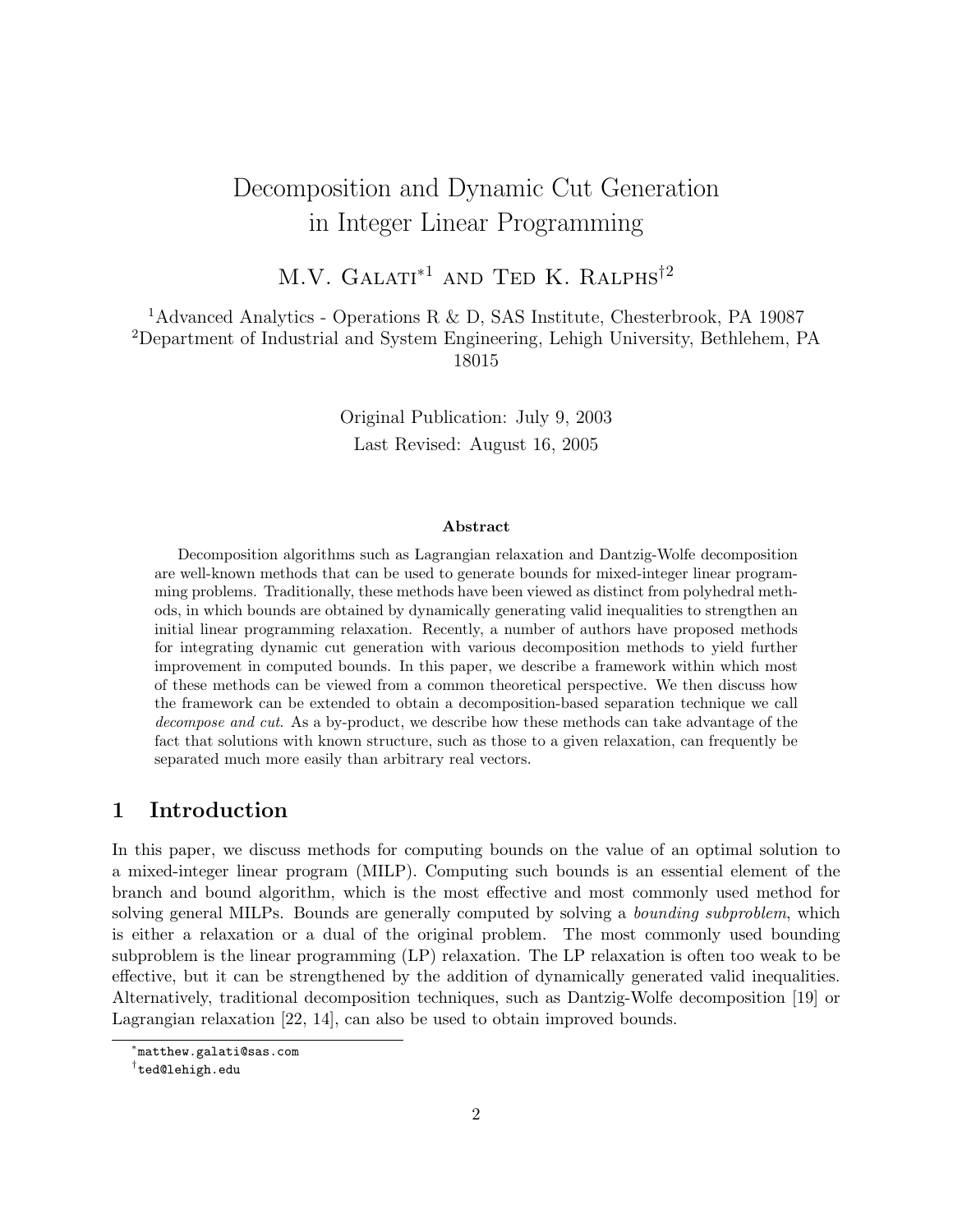# Decomposition and Dynamic Cut Generation in Integer Linear Programming

M.V. Galati*[1] and Ted K. Ralphs†[2]

[1]Advanced Analytics - Operations R & D, SAS Institute, Chesterbrook, PA 19087
[2]Department of Industrial and System Engineering, Lehigh University, Bethlehem, PA 18015

Original Publication: July 9, 2003
Last Revised: August 16, 2005

**Abstract**

Decomposition algorithms such as Lagrangian relaxation and Dantzig-Wolfe decomposition are well-known methods that can be used to generate bounds for mixed-integer linear programming problems. Traditionally, these methods have been viewed as distinct from polyhedral methods, in which bounds are obtained by dynamically generating valid inequalities to strengthen an initial linear programming relaxation. Recently, a number of authors have proposed methods for integrating dynamic cut generation with various decomposition methods to yield further improvement in computed bounds. In this paper, we describe a framework within which most of these methods can be viewed from a common theoretical perspective. We then discuss how the framework can be extended to obtain a decomposition-based separation technique we call *decompose and cut*. As a by-product, we describe how these methods can take advantage of the fact that solutions with known structure, such as those to a given relaxation, can frequently be separated much more easily than arbitrary real vectors.

## 1 Introduction

In this paper, we discuss methods for computing bounds on the value of an optimal solution to a mixed-integer linear program (MILP). Computing such bounds is an essential element of the branch and bound algorithm, which is the most effective and most commonly used method for solving general MILPs. Bounds are generally computed by solving a *bounding subproblem*, which is either a relaxation or a dual of the original problem. The most commonly used bounding subproblem is the linear programming (LP) relaxation. The LP relaxation is often too weak to be effective, but it can be strengthened by the addition of dynamically generated valid inequalities. Alternatively, traditional decomposition techniques, such as Dantzig-Wolfe decomposition [19] or Lagrangian relaxation [22, 14], can also be used to obtain improved bounds.

*matthew.galati@sas.com

†ted@lehigh.edu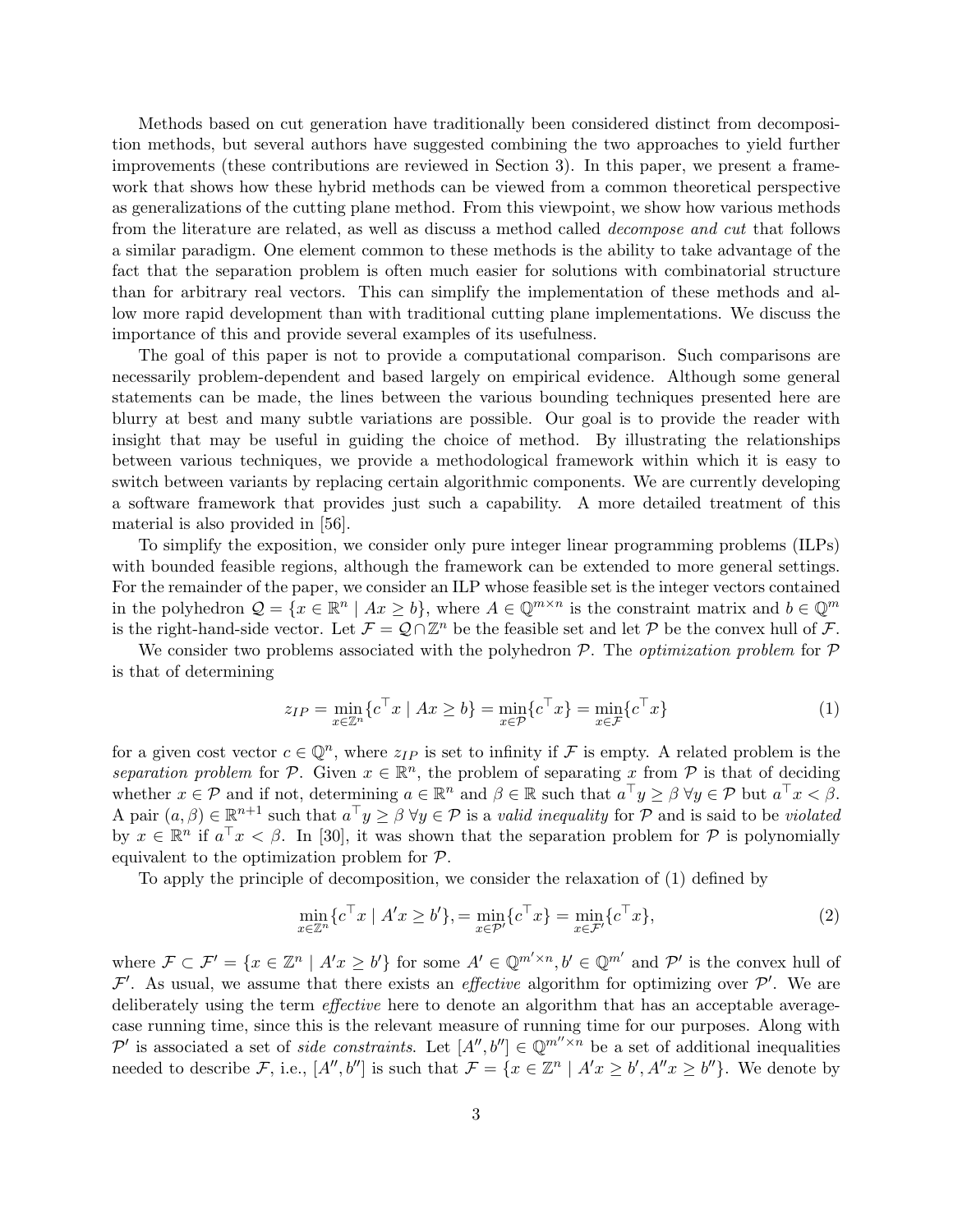Methods based on cut generation have traditionally been considered distinct from decomposition methods, but several authors have suggested combining the two approaches to yield further improvements (these contributions are reviewed in Section 3). In this paper, we present a framework that shows how these hybrid methods can be viewed from a common theoretical perspective as generalizations of the cutting plane method. From this viewpoint, we show how various methods from the literature are related, as well as discuss a method called *decompose and cut* that follows a similar paradigm. One element common to these methods is the ability to take advantage of the fact that the separation problem is often much easier for solutions with combinatorial structure than for arbitrary real vectors. This can simplify the implementation of these methods and allow more rapid development than with traditional cutting plane implementations. We discuss the importance of this and provide several examples of its usefulness.

The goal of this paper is not to provide a computational comparison. Such comparisons are necessarily problem-dependent and based largely on empirical evidence. Although some general statements can be made, the lines between the various bounding techniques presented here are blurry at best and many subtle variations are possible. Our goal is to provide the reader with insight that may be useful in guiding the choice of method. By illustrating the relationships between various techniques, we provide a methodological framework within which it is easy to switch between variants by replacing certain algorithmic components. We are currently developing a software framework that provides just such a capability. A more detailed treatment of this material is also provided in [56].

To simplify the exposition, we consider only pure integer linear programming problems (ILPs) with bounded feasible regions, although the framework can be extended to more general settings. For the remainder of the paper, we consider an ILP whose feasible set is the integer vectors contained in the polyhedron $\mathcal{Q} = \{x \in \mathbb{R}^n \mid Ax \geq b\}$, where $A \in \mathbb{Q}^{m \times n}$ is the constraint matrix and $b \in \mathbb{Q}^m$ is the right-hand-side vector. Let $\mathcal{F} = \mathcal{Q} \cap \mathbb{Z}^n$ be the feasible set and let $\mathcal{P}$ be the convex hull of $\mathcal{F}$.

We consider two problems associated with the polyhedron $\mathcal{P}$. The *optimization problem* for $\mathcal{P}$ is that of determining

$$z_{IP} = \min_{x \in \mathbb{Z}^n} \{c^\top x \mid Ax \geq b\} = \min_{x \in \mathcal{P}} \{c^\top x\} = \min_{x \in \mathcal{F}} \{c^\top x\} \tag{1}$$

for a given cost vector $c \in \mathbb{Q}^n$, where $z_{IP}$ is set to infinity if $\mathcal{F}$ is empty. A related problem is the *separation problem* for $\mathcal{P}$. Given $x \in \mathbb{R}^n$, the problem of separating $x$ from $\mathcal{P}$ is that of deciding whether $x \in \mathcal{P}$ and if not, determining $a \in \mathbb{R}^n$ and $\beta \in \mathbb{R}$ such that $a^\top y \geq \beta \; \forall y \in \mathcal{P}$ but $a^\top x < \beta$. A pair $(a, \beta) \in \mathbb{R}^{n+1}$ such that $a^\top y \geq \beta \; \forall y \in \mathcal{P}$ is a *valid inequality* for $\mathcal{P}$ and is said to be *violated* by $x \in \mathbb{R}^n$ if $a^\top x < \beta$. In [30], it was shown that the separation problem for $\mathcal{P}$ is polynomially equivalent to the optimization problem for $\mathcal{P}$.

To apply the principle of decomposition, we consider the relaxation of (1) defined by

$$\min_{x \in \mathbb{Z}^n} \{c^\top x \mid A'x \geq b'\}, = \min_{x \in \mathcal{P}'} \{c^\top x\} = \min_{x \in \mathcal{F}'} \{c^\top x\}, \tag{2}$$

where $\mathcal{F} \subset \mathcal{F}' = \{x \in \mathbb{Z}^n \mid A'x \geq b'\}$ for some $A' \in \mathbb{Q}^{m' \times n}, b' \in \mathbb{Q}^{m'}$ and $\mathcal{P}'$ is the convex hull of $\mathcal{F}'$. As usual, we assume that there exists an *effective* algorithm for optimizing over $\mathcal{P}'$. We are deliberately using the term *effective* here to denote an algorithm that has an acceptable average-case running time, since this is the relevant measure of running time for our purposes. Along with $\mathcal{P}'$ is associated a set of *side constraints*. Let $[A'', b''] \in \mathbb{Q}^{m'' \times n}$ be a set of additional inequalities needed to describe $\mathcal{F}$, i.e., $[A'', b'']$ is such that $\mathcal{F} = \{x \in \mathbb{Z}^n \mid A'x \geq b', A''x \geq b''\}$. We denote by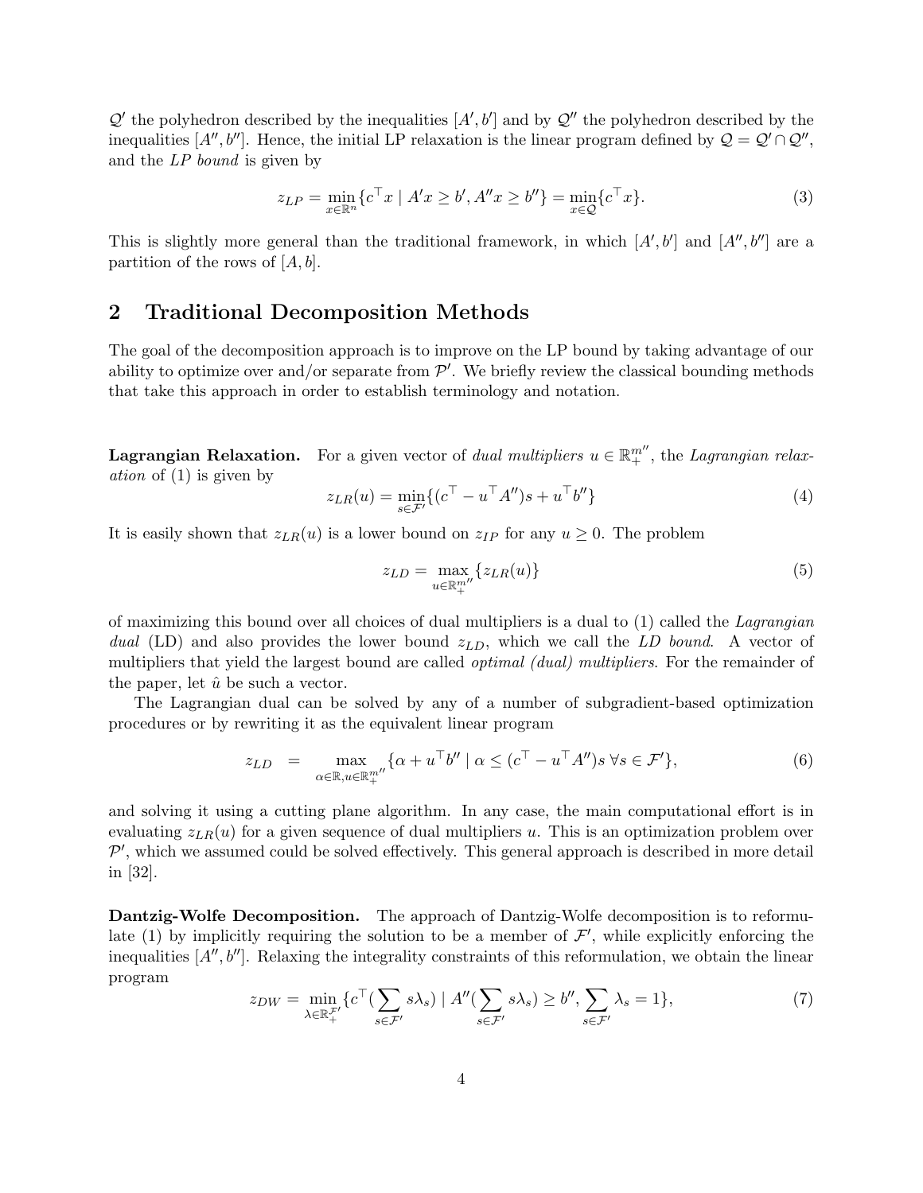$\mathcal{Q}'$ the polyhedron described by the inequalities $[A', b']$ and by $\mathcal{Q}''$ the polyhedron described by the inequalities $[A'', b'']$. Hence, the initial LP relaxation is the linear program defined by $\mathcal{Q} = \mathcal{Q}' \cap \mathcal{Q}''$, and the *LP bound* is given by

$$z_{LP} = \min_{x \in \mathbb{R}^n} \{c^\top x \mid A'x \geq b', A''x \geq b''\} = \min_{x \in \mathcal{Q}} \{c^\top x\}. \tag{3}$$

This is slightly more general than the traditional framework, in which $[A', b']$ and $[A'', b'']$ are a partition of the rows of $[A, b]$.

## 2 Traditional Decomposition Methods

The goal of the decomposition approach is to improve on the LP bound by taking advantage of our ability to optimize over and/or separate from $\mathcal{P}'$. We briefly review the classical bounding methods that take this approach in order to establish terminology and notation.

**Lagrangian Relaxation.** For a given vector of *dual multipliers* $u \in \mathbb{R}^{m''}_+$, the *Lagrangian relaxation* of (1) is given by

$$z_{LR}(u) = \min_{s \in \mathcal{F}'} \{(c^\top - u^\top A'')s + u^\top b''\} \tag{4}$$

It is easily shown that $z_{LR}(u)$ is a lower bound on $z_{IP}$ for any $u \geq 0$. The problem

$$z_{LD} = \max_{u \in \mathbb{R}^{m''}_+} \{z_{LR}(u)\} \tag{5}$$

of maximizing this bound over all choices of dual multipliers is a dual to (1) called the *Lagrangian dual* (LD) and also provides the lower bound $z_{LD}$, which we call the *LD bound*. A vector of multipliers that yield the largest bound are called *optimal (dual) multipliers*. For the remainder of the paper, let $\hat{u}$ be such a vector.

The Lagrangian dual can be solved by any of a number of subgradient-based optimization procedures or by rewriting it as the equivalent linear program

$$z_{LD} \quad = \quad \max_{\alpha \in \mathbb{R}, u \in \mathbb{R}^{m''}_+} \{\alpha + u^\top b'' \mid \alpha \leq (c^\top - u^\top A'')s \ \forall s \in \mathcal{F}'\}, \tag{6}$$

and solving it using a cutting plane algorithm. In any case, the main computational effort is in evaluating $z_{LR}(u)$ for a given sequence of dual multipliers $u$. This is an optimization problem over $\mathcal{P}'$, which we assumed could be solved effectively. This general approach is described in more detail in [32].

**Dantzig-Wolfe Decomposition.** The approach of Dantzig-Wolfe decomposition is to reformulate (1) by implicitly requiring the solution to be a member of $\mathcal{F}'$, while explicitly enforcing the inequalities $[A'', b'']$. Relaxing the integrality constraints of this reformulation, we obtain the linear program

$$z_{DW} = \min_{\lambda \in \mathbb{R}^{\mathcal{F}'}_+} \{c^\top (\sum_{s \in \mathcal{F}'} s\lambda_s) \mid A''(\sum_{s \in \mathcal{F}'} s\lambda_s) \geq b'', \sum_{s \in \mathcal{F}'} \lambda_s = 1\}, \tag{7}$$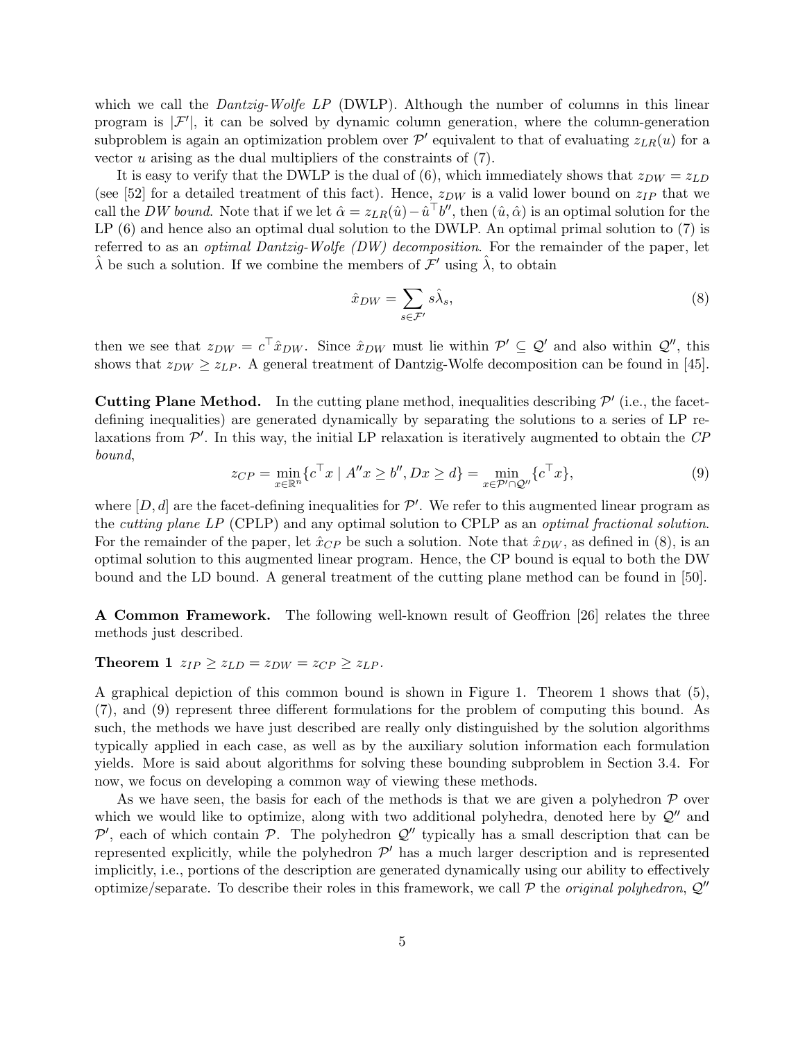which we call the *Dantzig-Wolfe LP* (DWLP). Although the number of columns in this linear program is $|\mathcal{F}'|$, it can be solved by dynamic column generation, where the column-generation subproblem is again an optimization problem over $\mathcal{P}'$ equivalent to that of evaluating $z_{LR}(u)$ for a vector $u$ arising as the dual multipliers of the constraints of (7).

It is easy to verify that the DWLP is the dual of (6), which immediately shows that $z_{DW} = z_{LD}$ (see [52] for a detailed treatment of this fact). Hence, $z_{DW}$ is a valid lower bound on $z_{IP}$ that we call the *DW bound*. Note that if we let $\hat{\alpha} = z_{LR}(\hat{u}) - \hat{u}^\top b''$, then $(\hat{u}, \hat{\alpha})$ is an optimal solution for the LP (6) and hence also an optimal dual solution to the DWLP. An optimal primal solution to (7) is referred to as an *optimal Dantzig-Wolfe (DW) decomposition*. For the remainder of the paper, let $\hat{\lambda}$ be such a solution. If we combine the members of $\mathcal{F}'$ using $\hat{\lambda}$, to obtain

$$\hat{x}_{DW} = \sum_{s \in \mathcal{F}'} s\hat{\lambda}_s, \tag{8}$$

then we see that $z_{DW} = c^\top \hat{x}_{DW}$. Since $\hat{x}_{DW}$ must lie within $\mathcal{P}' \subseteq \mathcal{Q}'$ and also within $\mathcal{Q}''$, this shows that $z_{DW} \geq z_{LP}$. A general treatment of Dantzig-Wolfe decomposition can be found in [45].

**Cutting Plane Method.** In the cutting plane method, inequalities describing $\mathcal{P}'$ (i.e., the facet-defining inequalities) are generated dynamically by separating the solutions to a series of LP relaxations from $\mathcal{P}'$. In this way, the initial LP relaxation is iteratively augmented to obtain the *CP bound*,

$$z_{CP} = \min_{x \in \mathbb{R}^n} \{c^\top x \mid A''x \geq b'', Dx \geq d\} = \min_{x \in \mathcal{P}' \cap \mathcal{Q}''} \{c^\top x\}, \tag{9}$$

where $[D, d]$ are the facet-defining inequalities for $\mathcal{P}'$. We refer to this augmented linear program as the *cutting plane LP* (CPLP) and any optimal solution to CPLP as an *optimal fractional solution*. For the remainder of the paper, let $\hat{x}_{CP}$ be such a solution. Note that $\hat{x}_{DW}$, as defined in (8), is an optimal solution to this augmented linear program. Hence, the CP bound is equal to both the DW bound and the LD bound. A general treatment of the cutting plane method can be found in [50].

**A Common Framework.** The following well-known result of Geoffrion [26] relates the three methods just described.

**Theorem 1** $z_{IP} \geq z_{LD} = z_{DW} = z_{CP} \geq z_{LP}$.

A graphical depiction of this common bound is shown in Figure 1. Theorem 1 shows that (5), (7), and (9) represent three different formulations for the problem of computing this bound. As such, the methods we have just described are really only distinguished by the solution algorithms typically applied in each case, as well as by the auxiliary solution information each formulation yields. More is said about algorithms for solving these bounding subproblem in Section 3.4. For now, we focus on developing a common way of viewing these methods.

As we have seen, the basis for each of the methods is that we are given a polyhedron $\mathcal{P}$ over which we would like to optimize, along with two additional polyhedra, denoted here by $\mathcal{Q}''$ and $\mathcal{P}'$, each of which contain $\mathcal{P}$. The polyhedron $\mathcal{Q}''$ typically has a small description that can be represented explicitly, while the polyhedron $\mathcal{P}'$ has a much larger description and is represented implicitly, i.e., portions of the description are generated dynamically using our ability to effectively optimize/separate. To describe their roles in this framework, we call $\mathcal{P}$ the *original polyhedron*, $\mathcal{Q}''$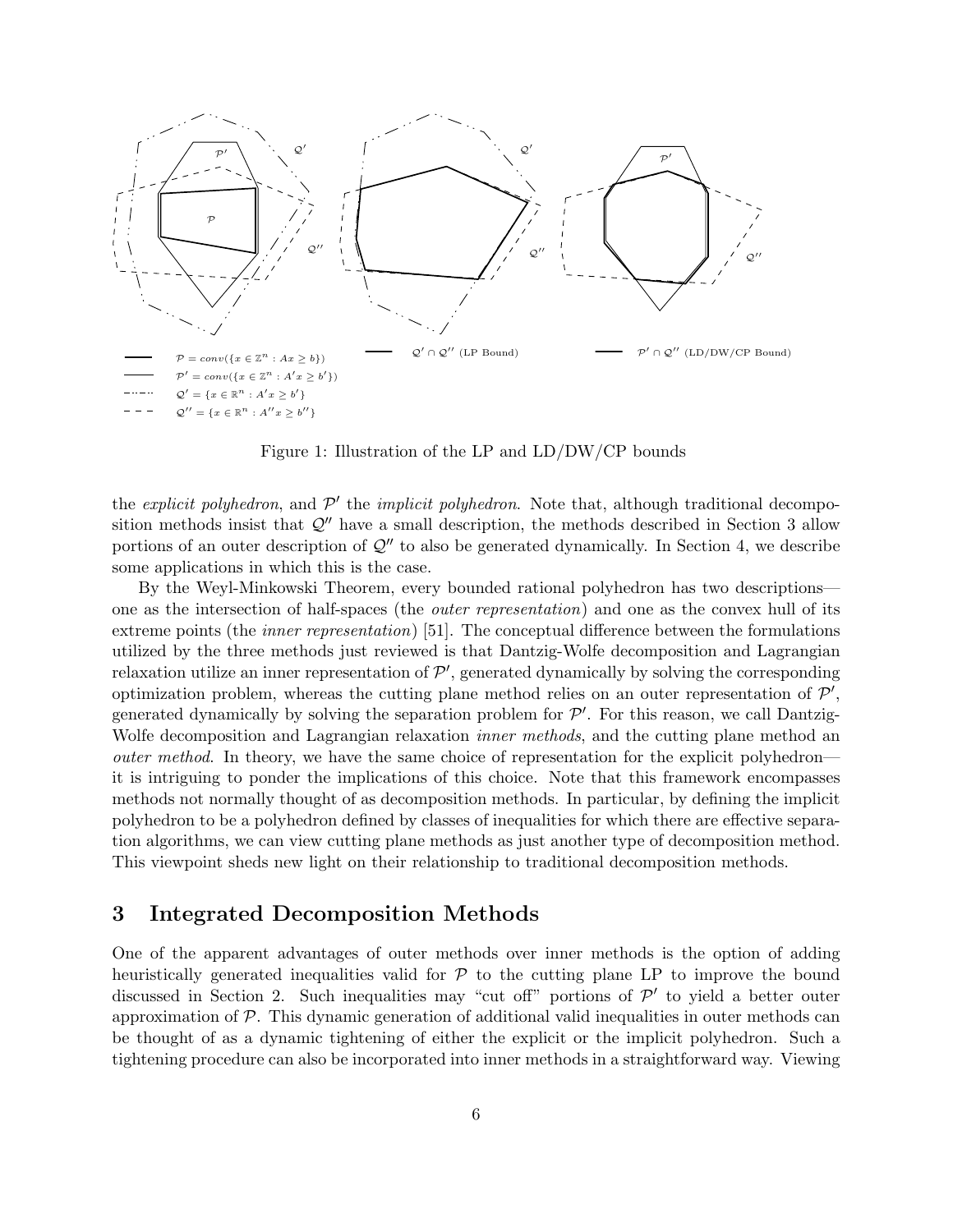$\mathcal{P} = conv(\{x \in \mathbb{Z}^n : Ax \geq b\})$

$\mathcal{P}' = conv(\{x \in \mathbb{Z}^n : A'x \geq b'\})$

$\mathcal{Q}' = \{x \in \mathbb{R}^n : A'x \geq b'\}$

$\mathcal{Q}'' = \{x \in \mathbb{R}^n : A''x \geq b''\}$

$\mathcal{Q}' \cap \mathcal{Q}''$ (LP Bound)

$\mathcal{P}' \cap \mathcal{Q}''$ (LD/DW/CP Bound)

Figure 1: Illustration of the LP and LD/DW/CP bounds

the *explicit polyhedron*, and $\mathcal{P}'$ the *implicit polyhedron*. Note that, although traditional decomposition methods insist that $\mathcal{Q}''$ have a small description, the methods described in Section 3 allow portions of an outer description of $\mathcal{Q}''$ to also be generated dynamically. In Section 4, we describe some applications in which this is the case.

By the Weyl-Minkowski Theorem, every bounded rational polyhedron has two descriptions—one as the intersection of half-spaces (the *outer representation*) and one as the convex hull of its extreme points (the *inner representation*) [51]. The conceptual difference between the formulations utilized by the three methods just reviewed is that Dantzig-Wolfe decomposition and Lagrangian relaxation utilize an inner representation of $\mathcal{P}'$, generated dynamically by solving the corresponding optimization problem, whereas the cutting plane method relies on an outer representation of $\mathcal{P}'$, generated dynamically by solving the separation problem for $\mathcal{P}'$. For this reason, we call Dantzig-Wolfe decomposition and Lagrangian relaxation *inner methods*, and the cutting plane method an *outer method*. In theory, we have the same choice of representation for the explicit polyhedron—it is intriguing to ponder the implications of this choice. Note that this framework encompasses methods not normally thought of as decomposition methods. In particular, by defining the implicit polyhedron to be a polyhedron defined by classes of inequalities for which there are effective separation algorithms, we can view cutting plane methods as just another type of decomposition method. This viewpoint sheds new light on their relationship to traditional decomposition methods.

## 3 Integrated Decomposition Methods

One of the apparent advantages of outer methods over inner methods is the option of adding heuristically generated inequalities valid for $\mathcal{P}$ to the cutting plane LP to improve the bound discussed in Section 2. Such inequalities may "cut off" portions of $\mathcal{P}'$ to yield a better outer approximation of $\mathcal{P}$. This dynamic generation of additional valid inequalities in outer methods can be thought of as a dynamic tightening of either the explicit or the implicit polyhedron. Such a tightening procedure can also be incorporated into inner methods in a straightforward way. Viewing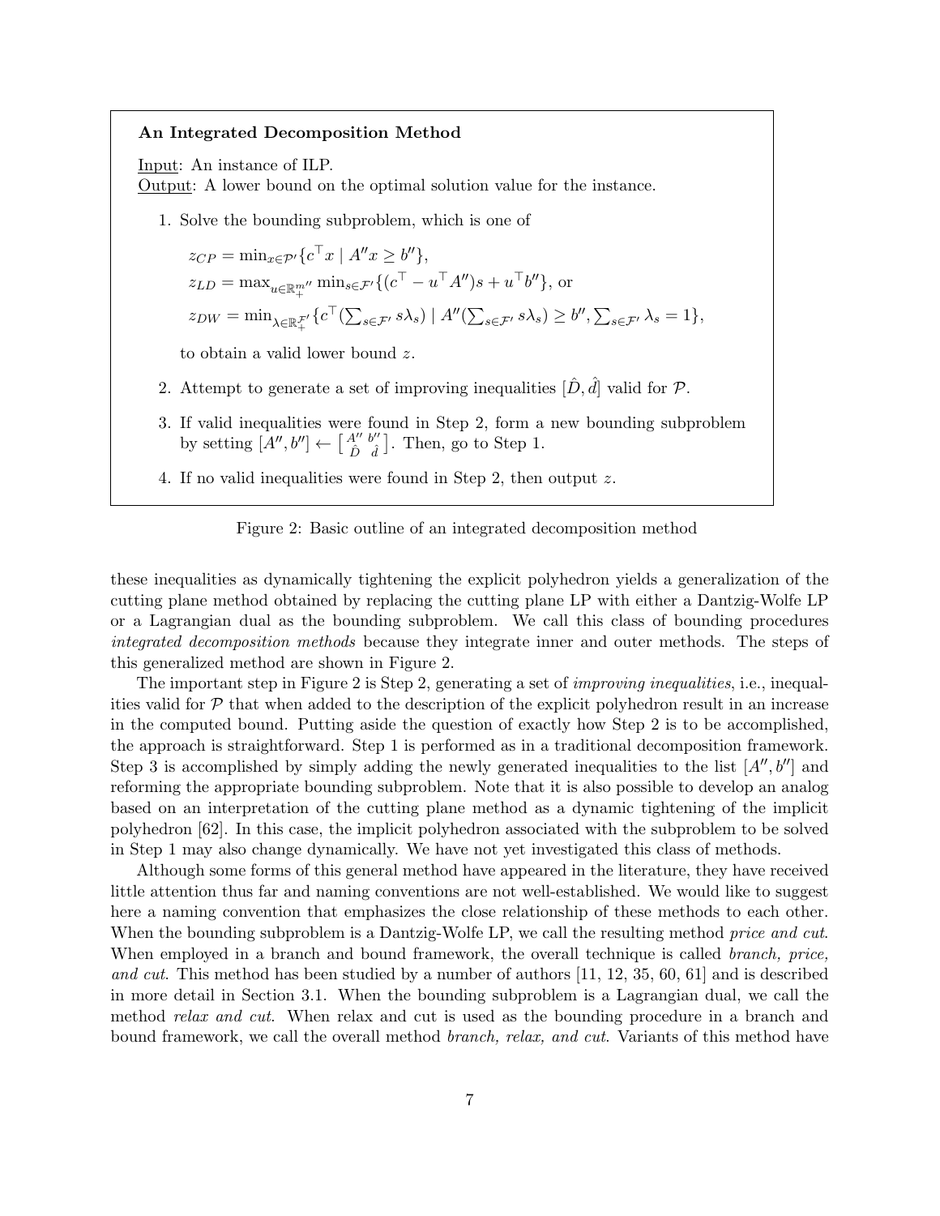**An Integrated Decomposition Method**

Input: An instance of ILP.
Output: A lower bound on the optimal solution value for the instance.

1. Solve the bounding subproblem, which is one of

   $z_{CP} = \min_{x \in \mathcal{P}'} \{c^\top x \mid A''x \geq b''\}$,
   $z_{LD} = \max_{u \in \mathbb{R}^{m''}_+} \min_{s \in \mathcal{F}'} \{(c^\top - u^\top A'')s + u^\top b''\}$, or
   $z_{DW} = \min_{\lambda \in \mathbb{R}^{\mathcal{F}'}_+} \{c^\top (\sum_{s \in \mathcal{F}'} s\lambda_s) \mid A''(\sum_{s \in \mathcal{F}'} s\lambda_s) \geq b'', \sum_{s \in \mathcal{F}'} \lambda_s = 1\}$,

   to obtain a valid lower bound $z$.

2. Attempt to generate a set of improving inequalities $[\hat{D}, \hat{d}]$ valid for $\mathcal{P}$.

3. If valid inequalities were found in Step 2, form a new bounding subproblem by setting $[A'', b''] \leftarrow \begin{bmatrix} A'' & b'' \\ \hat{D} & \hat{d} \end{bmatrix}$. Then, go to Step 1.

4. If no valid inequalities were found in Step 2, then output $z$.

Figure 2: Basic outline of an integrated decomposition method

these inequalities as dynamically tightening the explicit polyhedron yields a generalization of the cutting plane method obtained by replacing the cutting plane LP with either a Dantzig-Wolfe LP or a Lagrangian dual as the bounding subproblem. We call this class of bounding procedures *integrated decomposition methods* because they integrate inner and outer methods. The steps of this generalized method are shown in Figure 2.

The important step in Figure 2 is Step 2, generating a set of *improving inequalities*, i.e., inequalities valid for $\mathcal{P}$ that when added to the description of the explicit polyhedron result in an increase in the computed bound. Putting aside the question of exactly how Step 2 is to be accomplished, the approach is straightforward. Step 1 is performed as in a traditional decomposition framework. Step 3 is accomplished by simply adding the newly generated inequalities to the list $[A'', b'']$ and reforming the appropriate bounding subproblem. Note that it is also possible to develop an analog based on an interpretation of the cutting plane method as a dynamic tightening of the implicit polyhedron [62]. In this case, the implicit polyhedron associated with the subproblem to be solved in Step 1 may also change dynamically. We have not yet investigated this class of methods.

Although some forms of this general method have appeared in the literature, they have received little attention thus far and naming conventions are not well-established. We would like to suggest here a naming convention that emphasizes the close relationship of these methods to each other. When the bounding subproblem is a Dantzig-Wolfe LP, we call the resulting method *price and cut*. When employed in a branch and bound framework, the overall technique is called *branch, price, and cut*. This method has been studied by a number of authors [11, 12, 35, 60, 61] and is described in more detail in Section 3.1. When the bounding subproblem is a Lagrangian dual, we call the method *relax and cut*. When relax and cut is used as the bounding procedure in a branch and bound framework, we call the overall method *branch, relax, and cut*. Variants of this method have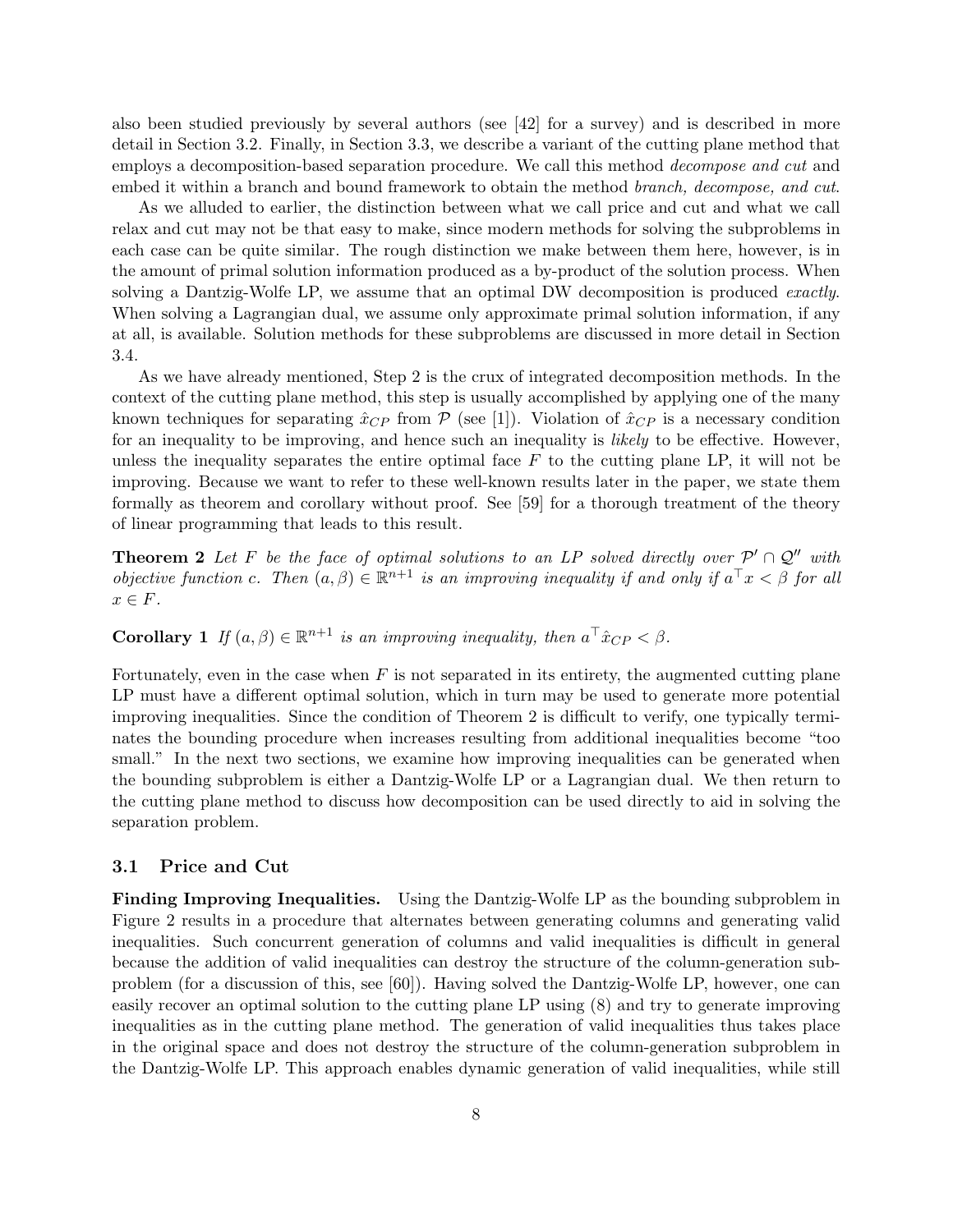also been studied previously by several authors (see [42] for a survey) and is described in more detail in Section 3.2. Finally, in Section 3.3, we describe a variant of the cutting plane method that employs a decomposition-based separation procedure. We call this method *decompose and cut* and embed it within a branch and bound framework to obtain the method *branch, decompose, and cut.*

As we alluded to earlier, the distinction between what we call price and cut and what we call relax and cut may not be that easy to make, since modern methods for solving the subproblems in each case can be quite similar. The rough distinction we make between them here, however, is in the amount of primal solution information produced as a by-product of the solution process. When solving a Dantzig-Wolfe LP, we assume that an optimal DW decomposition is produced *exactly*. When solving a Lagrangian dual, we assume only approximate primal solution information, if any at all, is available. Solution methods for these subproblems are discussed in more detail in Section 3.4.

As we have already mentioned, Step 2 is the crux of integrated decomposition methods. In the context of the cutting plane method, this step is usually accomplished by applying one of the many known techniques for separating $\hat{x}_{CP}$ from $\mathcal{P}$ (see [1]). Violation of $\hat{x}_{CP}$ is a necessary condition for an inequality to be improving, and hence such an inequality is *likely* to be effective. However, unless the inequality separates the entire optimal face $F$ to the cutting plane LP, it will not be improving. Because we want to refer to these well-known results later in the paper, we state them formally as theorem and corollary without proof. See [59] for a thorough treatment of the theory of linear programming that leads to this result.

**Theorem 2** *Let $F$ be the face of optimal solutions to an LP solved directly over $\mathcal{P}' \cap \mathcal{Q}''$ with objective function $c$. Then $(a, \beta) \in \mathbb{R}^{n+1}$ is an improving inequality if and only if $a^\top x < \beta$ for all $x \in F$.*

**Corollary 1** *If $(a, \beta) \in \mathbb{R}^{n+1}$ is an improving inequality, then $a^\top \hat{x}_{CP} < \beta$.*

Fortunately, even in the case when $F$ is not separated in its entirety, the augmented cutting plane LP must have a different optimal solution, which in turn may be used to generate more potential improving inequalities. Since the condition of Theorem 2 is difficult to verify, one typically terminates the bounding procedure when increases resulting from additional inequalities become "too small." In the next two sections, we examine how improving inequalities can be generated when the bounding subproblem is either a Dantzig-Wolfe LP or a Lagrangian dual. We then return to the cutting plane method to discuss how decomposition can be used directly to aid in solving the separation problem.

### 3.1 Price and Cut

**Finding Improving Inequalities.** Using the Dantzig-Wolfe LP as the bounding subproblem in Figure 2 results in a procedure that alternates between generating columns and generating valid inequalities. Such concurrent generation of columns and valid inequalities is difficult in general because the addition of valid inequalities can destroy the structure of the column-generation subproblem (for a discussion of this, see [60]). Having solved the Dantzig-Wolfe LP, however, one can easily recover an optimal solution to the cutting plane LP using (8) and try to generate improving inequalities as in the cutting plane method. The generation of valid inequalities thus takes place in the original space and does not destroy the structure of the column-generation subproblem in the Dantzig-Wolfe LP. This approach enables dynamic generation of valid inequalities, while still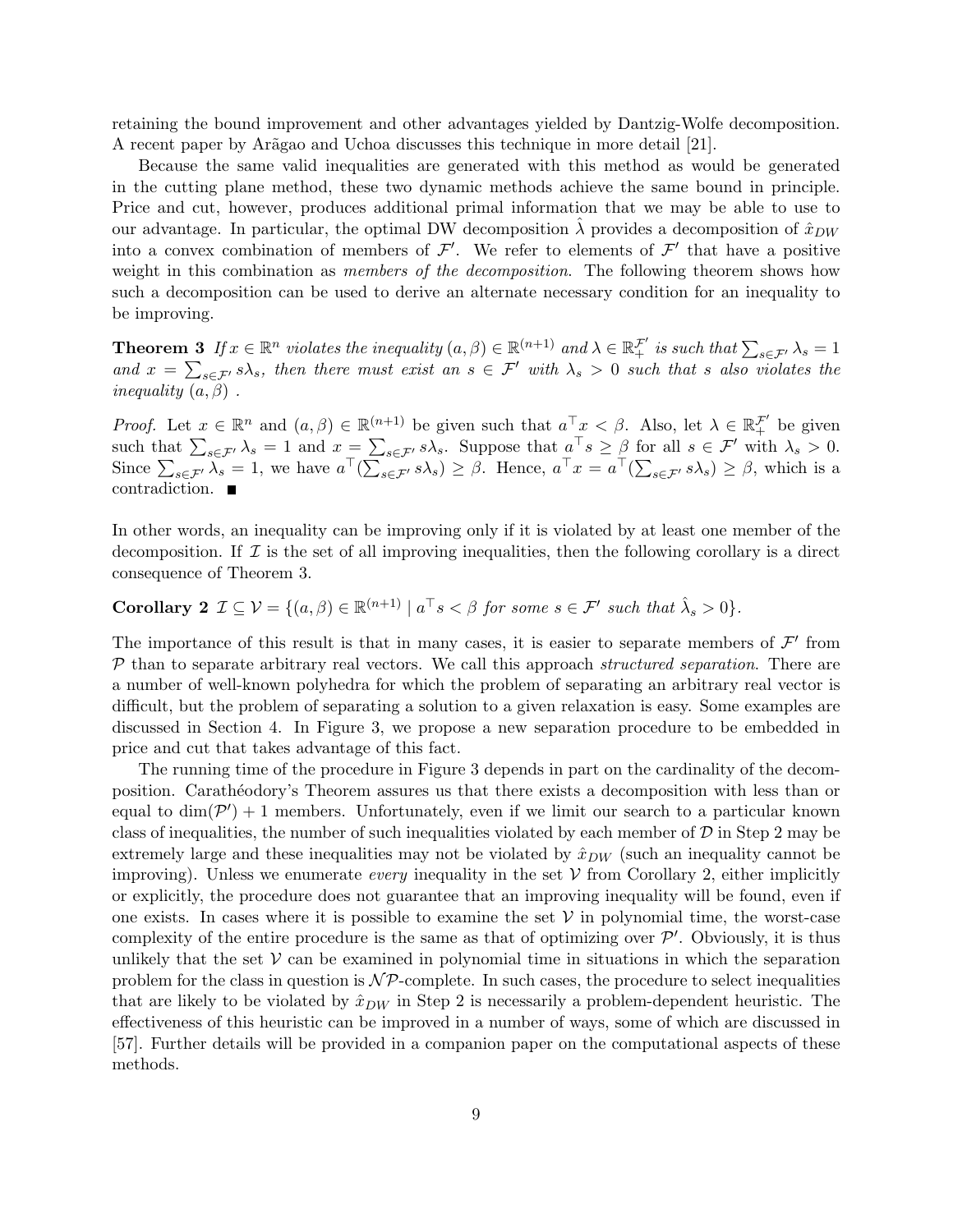retaining the bound improvement and other advantages yielded by Dantzig-Wolfe decomposition. A recent paper by Arãgao and Uchoa discusses this technique in more detail [21].

Because the same valid inequalities are generated with this method as would be generated in the cutting plane method, these two dynamic methods achieve the same bound in principle. Price and cut, however, produces additional primal information that we may be able to use to our advantage. In particular, the optimal DW decomposition $\hat{\lambda}$ provides a decomposition of $\hat{x}_{DW}$ into a convex combination of members of $\mathcal{F}'$. We refer to elements of $\mathcal{F}'$ that have a positive weight in this combination as *members of the decomposition*. The following theorem shows how such a decomposition can be used to derive an alternate necessary condition for an inequality to be improving.

**Theorem 3** *If $x \in \mathbb{R}^n$ violates the inequality $(a, \beta) \in \mathbb{R}^{(n+1)}$ and $\lambda \in \mathbb{R}_+^{\mathcal{F}'}$ is such that $\sum_{s \in \mathcal{F}'} \lambda_s = 1$ and $x = \sum_{s \in \mathcal{F}'} s\lambda_s$, then there must exist an $s \in \mathcal{F}'$ with $\lambda_s > 0$ such that $s$ also violates the inequality $(a, \beta)$ .*

*Proof.* Let $x \in \mathbb{R}^n$ and $(a, \beta) \in \mathbb{R}^{(n+1)}$ be given such that $a^\top x < \beta$. Also, let $\lambda \in \mathbb{R}_+^{\mathcal{F}'}$ be given such that $\sum_{s \in \mathcal{F}'} \lambda_s = 1$ and $x = \sum_{s \in \mathcal{F}'} s\lambda_s$. Suppose that $a^\top s \geq \beta$ for all $s \in \mathcal{F}'$ with $\lambda_s > 0$. Since $\sum_{s \in \mathcal{F}'} \lambda_s = 1$, we have $a^\top (\sum_{s \in \mathcal{F}'} s\lambda_s) \geq \beta$. Hence, $a^\top x = a^\top (\sum_{s \in \mathcal{F}'} s\lambda_s) \geq \beta$, which is a contradiction. ∎

In other words, an inequality can be improving only if it is violated by at least one member of the decomposition. If $\mathcal{I}$ is the set of all improving inequalities, then the following corollary is a direct consequence of Theorem 3.

**Corollary 2** $\mathcal{I} \subseteq \mathcal{V} = \{(a, \beta) \in \mathbb{R}^{(n+1)} \mid a^\top s < \beta$ *for some* $s \in \mathcal{F}'$ *such that* $\hat{\lambda}_s > 0\}$.

The importance of this result is that in many cases, it is easier to separate members of $\mathcal{F}'$ from $\mathcal{P}$ than to separate arbitrary real vectors. We call this approach *structured separation*. There are a number of well-known polyhedra for which the problem of separating an arbitrary real vector is difficult, but the problem of separating a solution to a given relaxation is easy. Some examples are discussed in Section 4. In Figure 3, we propose a new separation procedure to be embedded in price and cut that takes advantage of this fact.

The running time of the procedure in Figure 3 depends in part on the cardinality of the decomposition. Carathéodory's Theorem assures us that there exists a decomposition with less than or equal to $\dim(\mathcal{P}') + 1$ members. Unfortunately, even if we limit our search to a particular known class of inequalities, the number of such inequalities violated by each member of $\mathcal{D}$ in Step 2 may be extremely large and these inequalities may not be violated by $\hat{x}_{DW}$ (such an inequality cannot be improving). Unless we enumerate *every* inequality in the set $\mathcal{V}$ from Corollary 2, either implicitly or explicitly, the procedure does not guarantee that an improving inequality will be found, even if one exists. In cases where it is possible to examine the set $\mathcal{V}$ in polynomial time, the worst-case complexity of the entire procedure is the same as that of optimizing over $\mathcal{P}'$. Obviously, it is thus unlikely that the set $\mathcal{V}$ can be examined in polynomial time in situations in which the separation problem for the class in question is $\mathcal{NP}$-complete. In such cases, the procedure to select inequalities that are likely to be violated by $\hat{x}_{DW}$ in Step 2 is necessarily a problem-dependent heuristic. The effectiveness of this heuristic can be improved in a number of ways, some of which are discussed in [57]. Further details will be provided in a companion paper on the computational aspects of these methods.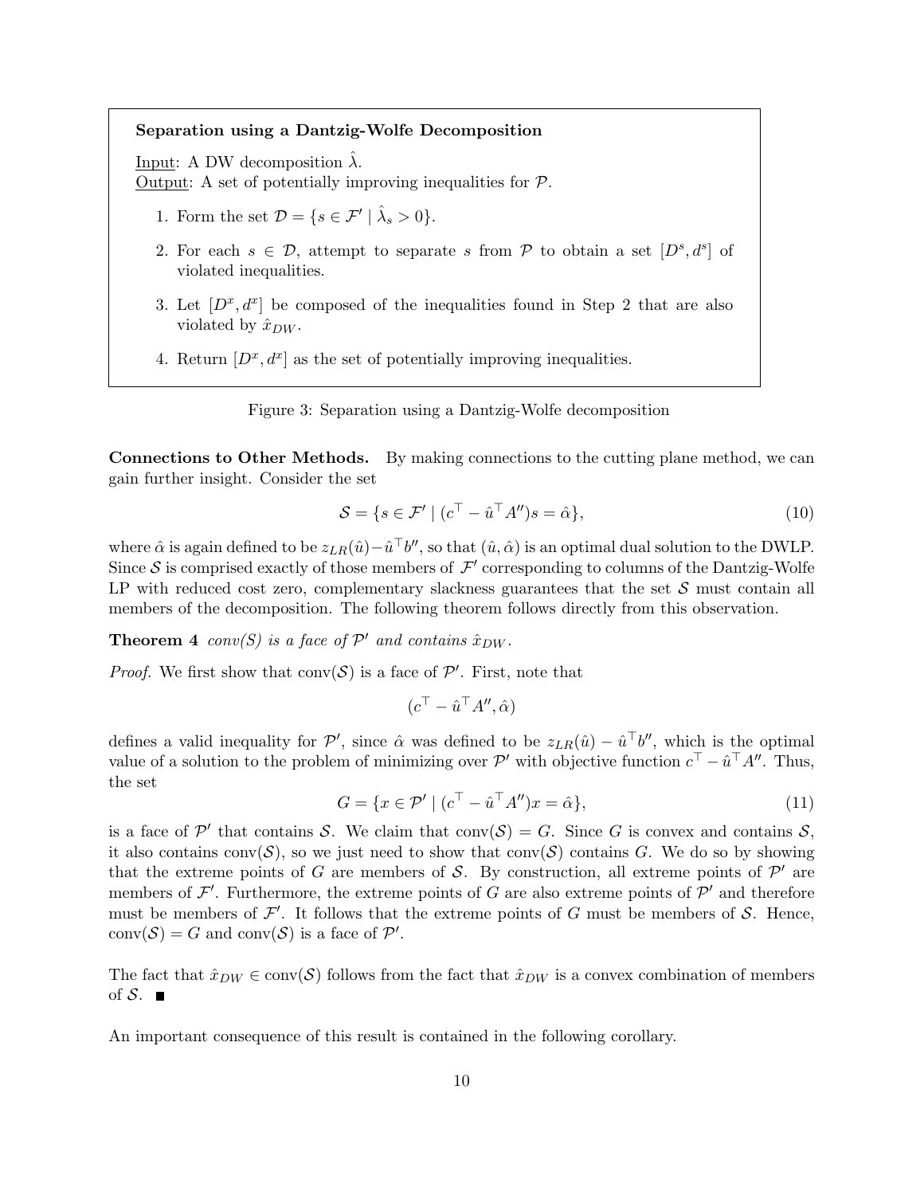**Separation using a Dantzig-Wolfe Decomposition**

<u>Input</u>: A DW decomposition $\hat{\lambda}$.
<u>Output</u>: A set of potentially improving inequalities for $\mathcal{P}$.

1. Form the set $\mathcal{D} = \{s \in \mathcal{F}' \mid \hat{\lambda}_s > 0\}$.
2. For each $s \in \mathcal{D}$, attempt to separate $s$ from $\mathcal{P}$ to obtain a set $[D^s, d^s]$ of violated inequalities.
3. Let $[D^x, d^x]$ be composed of the inequalities found in Step 2 that are also violated by $\hat{x}_{DW}$.
4. Return $[D^x, d^x]$ as the set of potentially improving inequalities.

Figure 3: Separation using a Dantzig-Wolfe decomposition

**Connections to Other Methods.** By making connections to the cutting plane method, we can gain further insight. Consider the set

$$\mathcal{S} = \{s \in \mathcal{F}' \mid (c^\top - \hat{u}^\top A'')s = \hat{\alpha}\}, \tag{10}$$

where $\hat{\alpha}$ is again defined to be $z_{LR}(\hat{u}) - \hat{u}^\top b''$, so that $(\hat{u}, \hat{\alpha})$ is an optimal dual solution to the DWLP. Since $\mathcal{S}$ is comprised exactly of those members of $\mathcal{F}'$ corresponding to columns of the Dantzig-Wolfe LP with reduced cost zero, complementary slackness guarantees that the set $\mathcal{S}$ must contain all members of the decomposition. The following theorem follows directly from this observation.

**Theorem 4** *conv(S) is a face of $\mathcal{P}'$ and contains $\hat{x}_{DW}$.*

*Proof.* We first show that $\text{conv}(\mathcal{S})$ is a face of $\mathcal{P}'$. First, note that

$$(c^\top - \hat{u}^\top A'', \hat{\alpha})$$

defines a valid inequality for $\mathcal{P}'$, since $\hat{\alpha}$ was defined to be $z_{LR}(\hat{u}) - \hat{u}^\top b''$, which is the optimal value of a solution to the problem of minimizing over $\mathcal{P}'$ with objective function $c^\top - \hat{u}^\top A''$. Thus, the set

$$G = \{x \in \mathcal{P}' \mid (c^\top - \hat{u}^\top A'')x = \hat{\alpha}\}, \tag{11}$$

is a face of $\mathcal{P}'$ that contains $\mathcal{S}$. We claim that $\text{conv}(\mathcal{S}) = G$. Since $G$ is convex and contains $\mathcal{S}$, it also contains $\text{conv}(\mathcal{S})$, so we just need to show that $\text{conv}(\mathcal{S})$ contains $G$. We do so by showing that the extreme points of $G$ are members of $\mathcal{S}$. By construction, all extreme points of $\mathcal{P}'$ are members of $\mathcal{F}'$. Furthermore, the extreme points of $G$ are also extreme points of $\mathcal{P}'$ and therefore must be members of $\mathcal{F}'$. It follows that the extreme points of $G$ must be members of $\mathcal{S}$. Hence, $\text{conv}(\mathcal{S}) = G$ and $\text{conv}(\mathcal{S})$ is a face of $\mathcal{P}'$.

The fact that $\hat{x}_{DW} \in \text{conv}(\mathcal{S})$ follows from the fact that $\hat{x}_{DW}$ is a convex combination of members of $\mathcal{S}$. ■

An important consequence of this result is contained in the following corollary.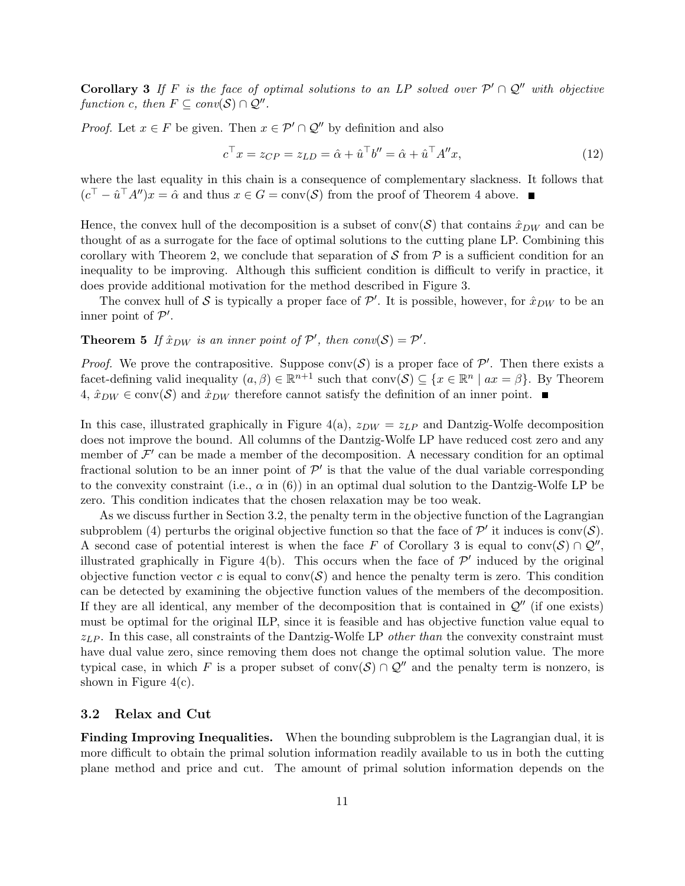**Corollary 3** *If $F$ is the face of optimal solutions to an LP solved over $\mathcal{P}' \cap \mathcal{Q}''$ with objective function $c$, then $F \subseteq \text{conv}(\mathcal{S}) \cap \mathcal{Q}''$.*

*Proof.* Let $x \in F$ be given. Then $x \in \mathcal{P}' \cap \mathcal{Q}''$ by definition and also

$$c^\top x = z_{CP} = z_{LD} = \hat{\alpha} + \hat{u}^\top b'' = \hat{\alpha} + \hat{u}^\top A'' x, \tag{12}$$

where the last equality in this chain is a consequence of complementary slackness. It follows that $(c^\top - \hat{u}^\top A'')x = \hat{\alpha}$ and thus $x \in G = \text{conv}(\mathcal{S})$ from the proof of Theorem 4 above. ∎

Hence, the convex hull of the decomposition is a subset of conv($\mathcal{S}$) that contains $\hat{x}_{DW}$ and can be thought of as a surrogate for the face of optimal solutions to the cutting plane LP. Combining this corollary with Theorem 2, we conclude that separation of $\mathcal{S}$ from $\mathcal{P}$ is a sufficient condition for an inequality to be improving. Although this sufficient condition is difficult to verify in practice, it does provide additional motivation for the method described in Figure 3.

The convex hull of $\mathcal{S}$ is typically a proper face of $\mathcal{P}'$. It is possible, however, for $\hat{x}_{DW}$ to be an inner point of $\mathcal{P}'$.

**Theorem 5** *If $\hat{x}_{DW}$ is an inner point of $\mathcal{P}'$, then $\text{conv}(\mathcal{S}) = \mathcal{P}'$.*

*Proof.* We prove the contrapositive. Suppose conv($\mathcal{S}$) is a proper face of $\mathcal{P}'$. Then there exists a facet-defining valid inequality $(a, \beta) \in \mathbb{R}^{n+1}$ such that $\text{conv}(\mathcal{S}) \subseteq \{x \in \mathbb{R}^n \mid ax = \beta\}$. By Theorem 4, $\hat{x}_{DW} \in \text{conv}(\mathcal{S})$ and $\hat{x}_{DW}$ therefore cannot satisfy the definition of an inner point. ∎

In this case, illustrated graphically in Figure 4(a), $z_{DW} = z_{LP}$ and Dantzig-Wolfe decomposition does not improve the bound. All columns of the Dantzig-Wolfe LP have reduced cost zero and any member of $\mathcal{F}'$ can be made a member of the decomposition. A necessary condition for an optimal fractional solution to be an inner point of $\mathcal{P}'$ is that the value of the dual variable corresponding to the convexity constraint (i.e., $\alpha$ in (6)) in an optimal dual solution to the Dantzig-Wolfe LP be zero. This condition indicates that the chosen relaxation may be too weak.

As we discuss further in Section 3.2, the penalty term in the objective function of the Lagrangian subproblem (4) perturbs the original objective function so that the face of $\mathcal{P}'$ it induces is conv($\mathcal{S}$). A second case of potential interest is when the face $F$ of Corollary 3 is equal to $\text{conv}(\mathcal{S}) \cap \mathcal{Q}''$, illustrated graphically in Figure 4(b). This occurs when the face of $\mathcal{P}'$ induced by the original objective function vector $c$ is equal to conv($\mathcal{S}$) and hence the penalty term is zero. This condition can be detected by examining the objective function values of the members of the decomposition. If they are all identical, any member of the decomposition that is contained in $\mathcal{Q}''$ (if one exists) must be optimal for the original ILP, since it is feasible and has objective function value equal to $z_{LP}$. In this case, all constraints of the Dantzig-Wolfe LP *other than* the convexity constraint must have dual value zero, since removing them does not change the optimal solution value. The more typical case, in which $F$ is a proper subset of $\text{conv}(\mathcal{S}) \cap \mathcal{Q}''$ and the penalty term is nonzero, is shown in Figure 4(c).

### 3.2 Relax and Cut

**Finding Improving Inequalities.** When the bounding subproblem is the Lagrangian dual, it is more difficult to obtain the primal solution information readily available to us in both the cutting plane method and price and cut. The amount of primal solution information depends on the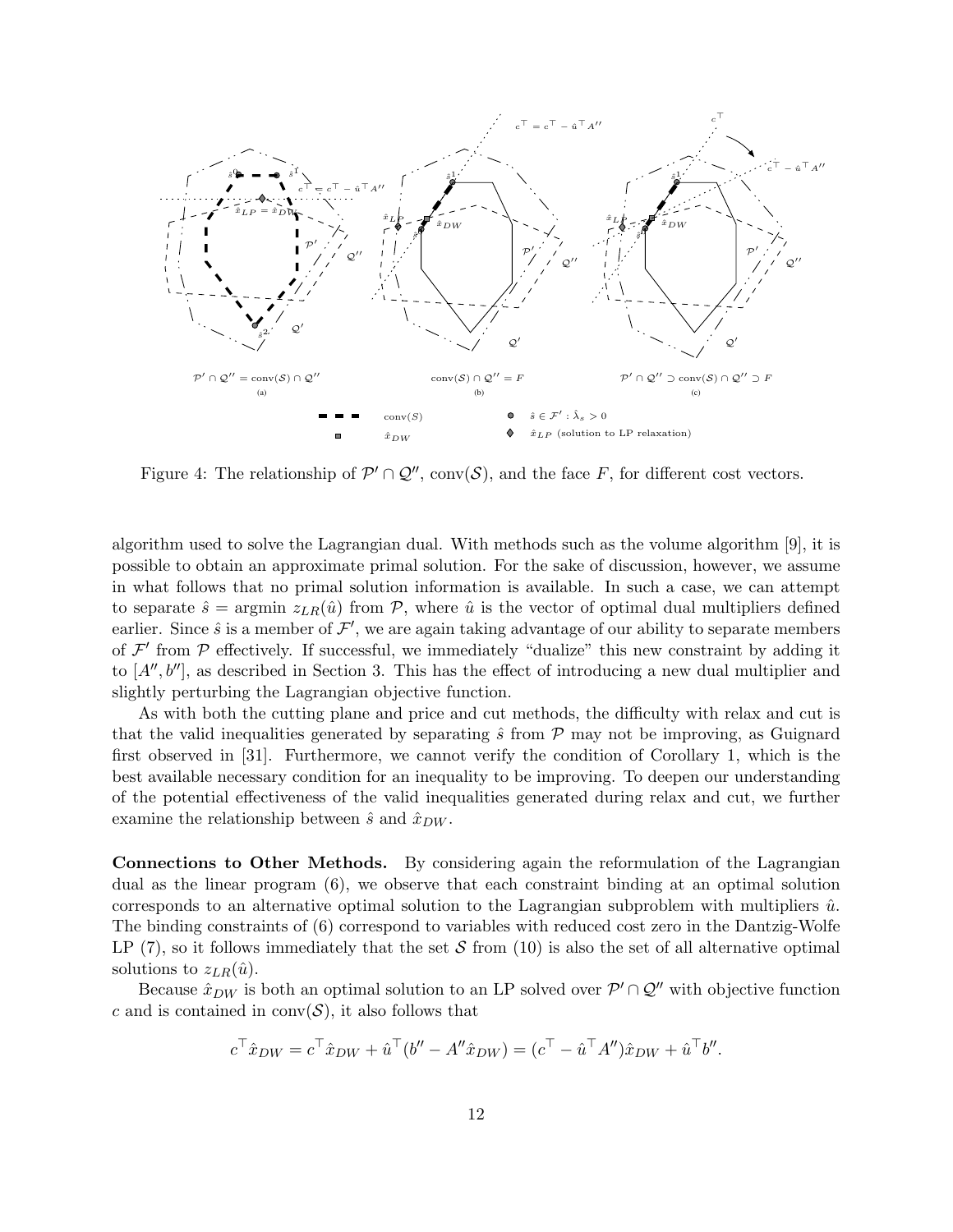Figure 4: The relationship of $\mathcal{P}' \cap \mathcal{Q}''$, $\text{conv}(\mathcal{S})$, and the face $F$, for different cost vectors.

algorithm used to solve the Lagrangian dual. With methods such as the volume algorithm [9], it is possible to obtain an approximate primal solution. For the sake of discussion, however, we assume in what follows that no primal solution information is available. In such a case, we can attempt to separate $\hat{s} = \text{argmin } z_{LR}(\hat{u})$ from $\mathcal{P}$, where $\hat{u}$ is the vector of optimal dual multipliers defined earlier. Since $\hat{s}$ is a member of $\mathcal{F}'$, we are again taking advantage of our ability to separate members of $\mathcal{F}'$ from $\mathcal{P}$ effectively. If successful, we immediately "dualize" this new constraint by adding it to $[A'', b'']$, as described in Section 3. This has the effect of introducing a new dual multiplier and slightly perturbing the Lagrangian objective function.

As with both the cutting plane and price and cut methods, the difficulty with relax and cut is that the valid inequalities generated by separating $\hat{s}$ from $\mathcal{P}$ may not be improving, as Guignard first observed in [31]. Furthermore, we cannot verify the condition of Corollary 1, which is the best available necessary condition for an inequality to be improving. To deepen our understanding of the potential effectiveness of the valid inequalities generated during relax and cut, we further examine the relationship between $\hat{s}$ and $\hat{x}_{DW}$.

**Connections to Other Methods.** By considering again the reformulation of the Lagrangian dual as the linear program (6), we observe that each constraint binding at an optimal solution corresponds to an alternative optimal solution to the Lagrangian subproblem with multipliers $\hat{u}$. The binding constraints of (6) correspond to variables with reduced cost zero in the Dantzig-Wolfe LP (7), so it follows immediately that the set $\mathcal{S}$ from (10) is also the set of all alternative optimal solutions to $z_{LR}(\hat{u})$.

Because $\hat{x}_{DW}$ is both an optimal solution to an LP solved over $\mathcal{P}' \cap \mathcal{Q}''$ with objective function $c$ and is contained in $\text{conv}(\mathcal{S})$, it also follows that

$$c^\top \hat{x}_{DW} = c^\top \hat{x}_{DW} + \hat{u}^\top (b'' - A''\hat{x}_{DW}) = (c^\top - \hat{u}^\top A'')\hat{x}_{DW} + \hat{u}^\top b''.$$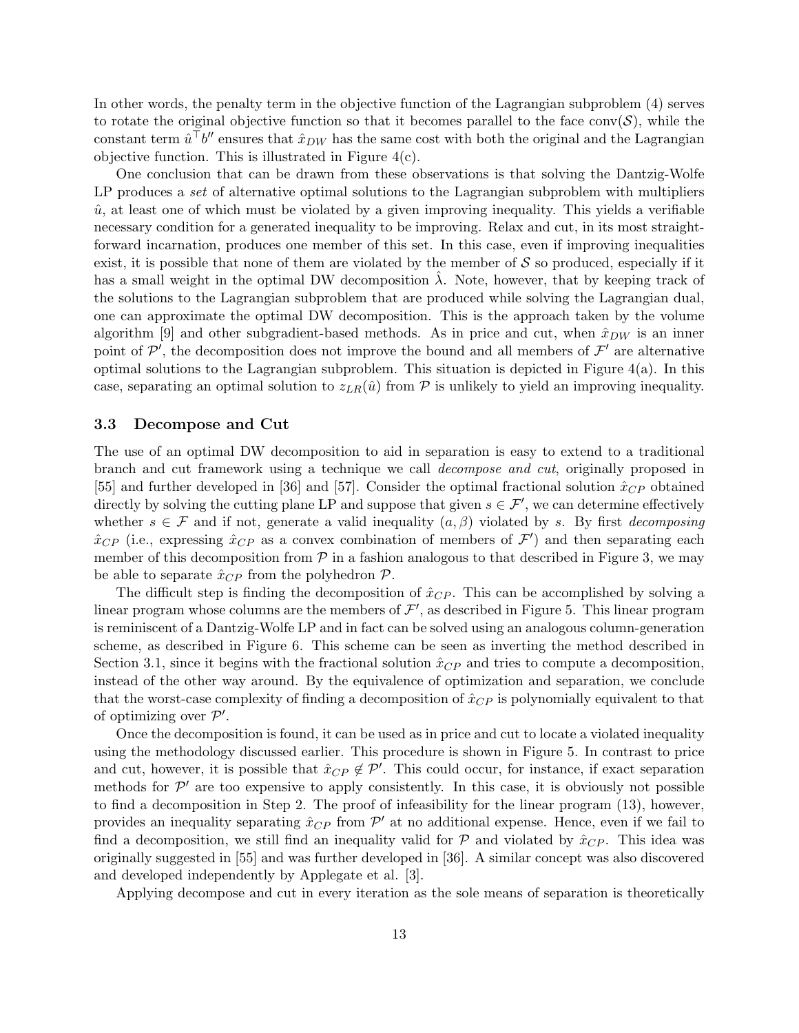In other words, the penalty term in the objective function of the Lagrangian subproblem (4) serves to rotate the original objective function so that it becomes parallel to the face $\text{conv}(\mathcal{S})$, while the constant term $\hat{u}^\top b''$ ensures that $\hat{x}_{DW}$ has the same cost with both the original and the Lagrangian objective function. This is illustrated in Figure 4(c).

One conclusion that can be drawn from these observations is that solving the Dantzig-Wolfe LP produces a *set* of alternative optimal solutions to the Lagrangian subproblem with multipliers $\hat{u}$, at least one of which must be violated by a given improving inequality. This yields a verifiable necessary condition for a generated inequality to be improving. Relax and cut, in its most straightforward incarnation, produces one member of this set. In this case, even if improving inequalities exist, it is possible that none of them are violated by the member of $\mathcal{S}$ so produced, especially if it has a small weight in the optimal DW decomposition $\hat{\lambda}$. Note, however, that by keeping track of the solutions to the Lagrangian subproblem that are produced while solving the Lagrangian dual, one can approximate the optimal DW decomposition. This is the approach taken by the volume algorithm [9] and other subgradient-based methods. As in price and cut, when $\hat{x}_{DW}$ is an inner point of $\mathcal{P}'$, the decomposition does not improve the bound and all members of $\mathcal{F}'$ are alternative optimal solutions to the Lagrangian subproblem. This situation is depicted in Figure 4(a). In this case, separating an optimal solution to $z_{LR}(\hat{u})$ from $\mathcal{P}$ is unlikely to yield an improving inequality.

### 3.3 Decompose and Cut

The use of an optimal DW decomposition to aid in separation is easy to extend to a traditional branch and cut framework using a technique we call *decompose and cut*, originally proposed in [55] and further developed in [36] and [57]. Consider the optimal fractional solution $\hat{x}_{CP}$ obtained directly by solving the cutting plane LP and suppose that given $s \in \mathcal{F}'$, we can determine effectively whether $s \in \mathcal{F}$ and if not, generate a valid inequality $(a, \beta)$ violated by $s$. By first *decomposing* $\hat{x}_{CP}$ (i.e., expressing $\hat{x}_{CP}$ as a convex combination of members of $\mathcal{F}'$) and then separating each member of this decomposition from $\mathcal{P}$ in a fashion analogous to that described in Figure 3, we may be able to separate $\hat{x}_{CP}$ from the polyhedron $\mathcal{P}$.

The difficult step is finding the decomposition of $\hat{x}_{CP}$. This can be accomplished by solving a linear program whose columns are the members of $\mathcal{F}'$, as described in Figure 5. This linear program is reminiscent of a Dantzig-Wolfe LP and in fact can be solved using an analogous column-generation scheme, as described in Figure 6. This scheme can be seen as inverting the method described in Section 3.1, since it begins with the fractional solution $\hat{x}_{CP}$ and tries to compute a decomposition, instead of the other way around. By the equivalence of optimization and separation, we conclude that the worst-case complexity of finding a decomposition of $\hat{x}_{CP}$ is polynomially equivalent to that of optimizing over $\mathcal{P}'$.

Once the decomposition is found, it can be used as in price and cut to locate a violated inequality using the methodology discussed earlier. This procedure is shown in Figure 5. In contrast to price and cut, however, it is possible that $\hat{x}_{CP} \notin \mathcal{P}'$. This could occur, for instance, if exact separation methods for $\mathcal{P}'$ are too expensive to apply consistently. In this case, it is obviously not possible to find a decomposition in Step 2. The proof of infeasibility for the linear program (13), however, provides an inequality separating $\hat{x}_{CP}$ from $\mathcal{P}'$ at no additional expense. Hence, even if we fail to find a decomposition, we still find an inequality valid for $\mathcal{P}$ and violated by $\hat{x}_{CP}$. This idea was originally suggested in [55] and was further developed in [36]. A similar concept was also discovered and developed independently by Applegate et al. [3].

Applying decompose and cut in every iteration as the sole means of separation is theoretically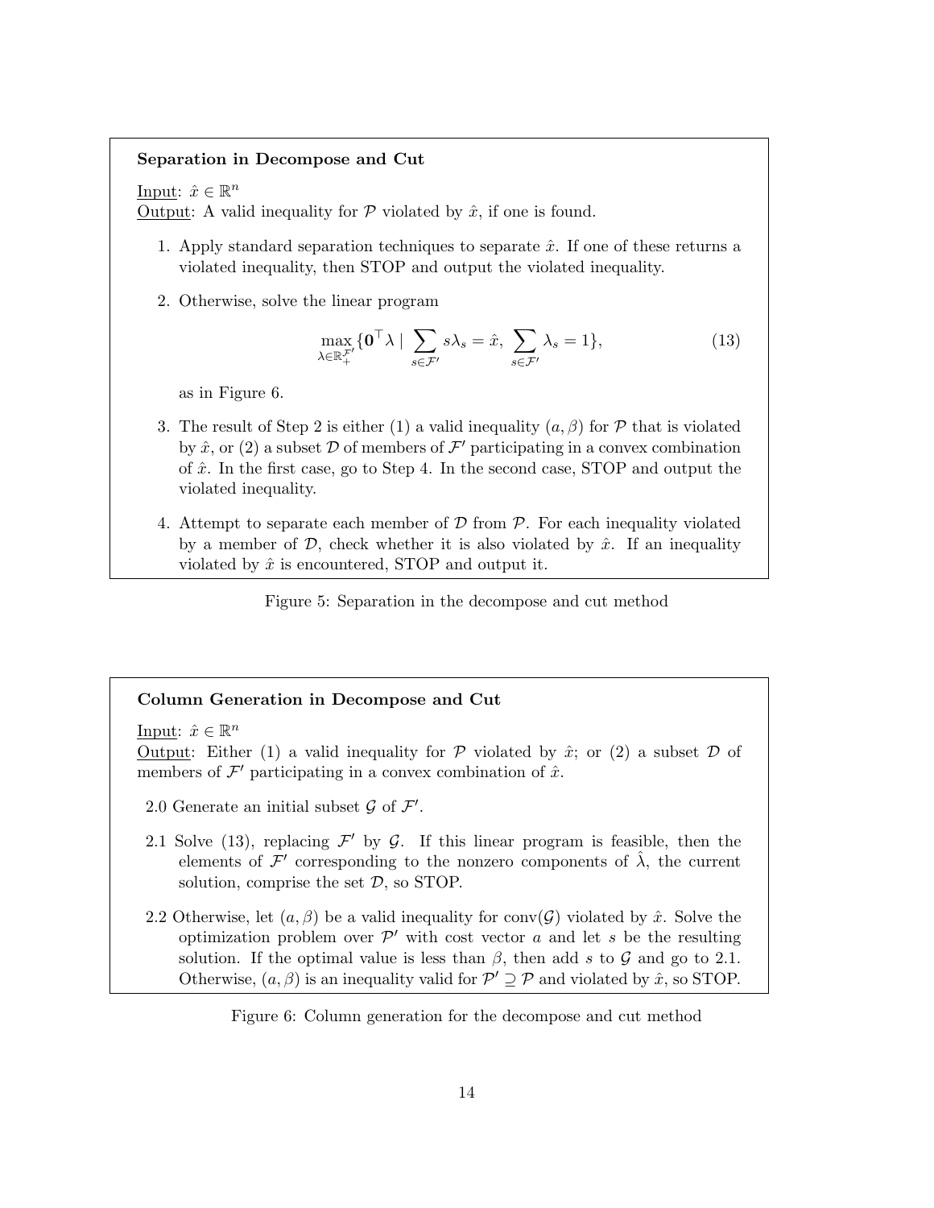**Separation in Decompose and Cut**

Input: $\hat{x} \in \mathbb{R}^n$
Output: A valid inequality for $\mathcal{P}$ violated by $\hat{x}$, if one is found.

1. Apply standard separation techniques to separate $\hat{x}$. If one of these returns a violated inequality, then STOP and output the violated inequality.
2. Otherwise, solve the linear program

$$\max_{\lambda \in \mathbb{R}_+^{\mathcal{F}'}} \{\mathbf{0}^\top \lambda \mid \sum_{s \in \mathcal{F}'} s\lambda_s = \hat{x}, \ \sum_{s \in \mathcal{F}'} \lambda_s = 1\}, \tag{13}$$

   as in Figure 6.
3. The result of Step 2 is either (1) a valid inequality $(a, \beta)$ for $\mathcal{P}$ that is violated by $\hat{x}$, or (2) a subset $\mathcal{D}$ of members of $\mathcal{F}'$ participating in a convex combination of $\hat{x}$. In the first case, go to Step 4. In the second case, STOP and output the violated inequality.
4. Attempt to separate each member of $\mathcal{D}$ from $\mathcal{P}$. For each inequality violated by a member of $\mathcal{D}$, check whether it is also violated by $\hat{x}$. If an inequality violated by $\hat{x}$ is encountered, STOP and output it.

Figure 5: Separation in the decompose and cut method

**Column Generation in Decompose and Cut**

Input: $\hat{x} \in \mathbb{R}^n$
Output: Either (1) a valid inequality for $\mathcal{P}$ violated by $\hat{x}$; or (2) a subset $\mathcal{D}$ of members of $\mathcal{F}'$ participating in a convex combination of $\hat{x}$.

2.0 Generate an initial subset $\mathcal{G}$ of $\mathcal{F}'$.

2.1 Solve (13), replacing $\mathcal{F}'$ by $\mathcal{G}$. If this linear program is feasible, then the elements of $\mathcal{F}'$ corresponding to the nonzero components of $\hat{\lambda}$, the current solution, comprise the set $\mathcal{D}$, so STOP.

2.2 Otherwise, let $(a, \beta)$ be a valid inequality for $\text{conv}(\mathcal{G})$ violated by $\hat{x}$. Solve the optimization problem over $\mathcal{P}'$ with cost vector $a$ and let $s$ be the resulting solution. If the optimal value is less than $\beta$, then add $s$ to $\mathcal{G}$ and go to 2.1. Otherwise, $(a, \beta)$ is an inequality valid for $\mathcal{P}' \supseteq \mathcal{P}$ and violated by $\hat{x}$, so STOP.

Figure 6: Column generation for the decompose and cut method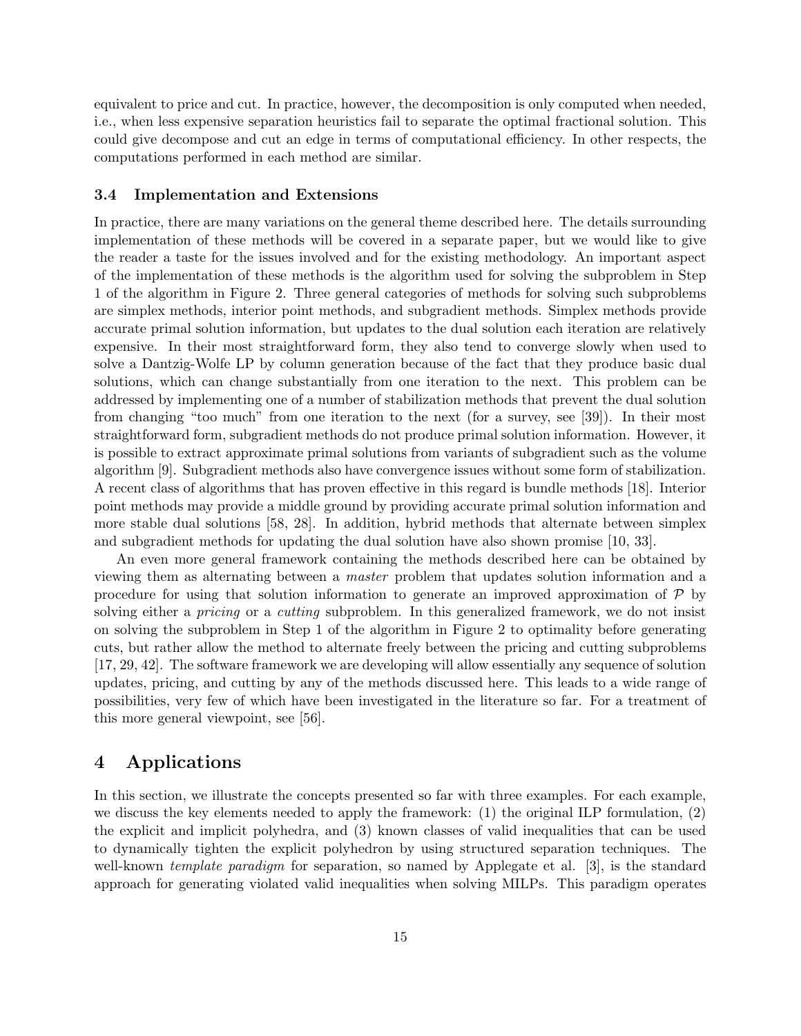equivalent to price and cut. In practice, however, the decomposition is only computed when needed, i.e., when less expensive separation heuristics fail to separate the optimal fractional solution. This could give decompose and cut an edge in terms of computational efficiency. In other respects, the computations performed in each method are similar.

### 3.4 Implementation and Extensions

In practice, there are many variations on the general theme described here. The details surrounding implementation of these methods will be covered in a separate paper, but we would like to give the reader a taste for the issues involved and for the existing methodology. An important aspect of the implementation of these methods is the algorithm used for solving the subproblem in Step 1 of the algorithm in Figure 2. Three general categories of methods for solving such subproblems are simplex methods, interior point methods, and subgradient methods. Simplex methods provide accurate primal solution information, but updates to the dual solution each iteration are relatively expensive. In their most straightforward form, they also tend to converge slowly when used to solve a Dantzig-Wolfe LP by column generation because of the fact that they produce basic dual solutions, which can change substantially from one iteration to the next. This problem can be addressed by implementing one of a number of stabilization methods that prevent the dual solution from changing "too much" from one iteration to the next (for a survey, see [39]). In their most straightforward form, subgradient methods do not produce primal solution information. However, it is possible to extract approximate primal solutions from variants of subgradient such as the volume algorithm [9]. Subgradient methods also have convergence issues without some form of stabilization. A recent class of algorithms that has proven effective in this regard is bundle methods [18]. Interior point methods may provide a middle ground by providing accurate primal solution information and more stable dual solutions [58, 28]. In addition, hybrid methods that alternate between simplex and subgradient methods for updating the dual solution have also shown promise [10, 33].

An even more general framework containing the methods described here can be obtained by viewing them as alternating between a *master* problem that updates solution information and a procedure for using that solution information to generate an improved approximation of $\mathcal{P}$ by solving either a *pricing* or a *cutting* subproblem. In this generalized framework, we do not insist on solving the subproblem in Step 1 of the algorithm in Figure 2 to optimality before generating cuts, but rather allow the method to alternate freely between the pricing and cutting subproblems [17, 29, 42]. The software framework we are developing will allow essentially any sequence of solution updates, pricing, and cutting by any of the methods discussed here. This leads to a wide range of possibilities, very few of which have been investigated in the literature so far. For a treatment of this more general viewpoint, see [56].

## 4 Applications

In this section, we illustrate the concepts presented so far with three examples. For each example, we discuss the key elements needed to apply the framework: (1) the original ILP formulation, (2) the explicit and implicit polyhedra, and (3) known classes of valid inequalities that can be used to dynamically tighten the explicit polyhedron by using structured separation techniques. The well-known *template paradigm* for separation, so named by Applegate et al. [3], is the standard approach for generating violated valid inequalities when solving MILPs. This paradigm operates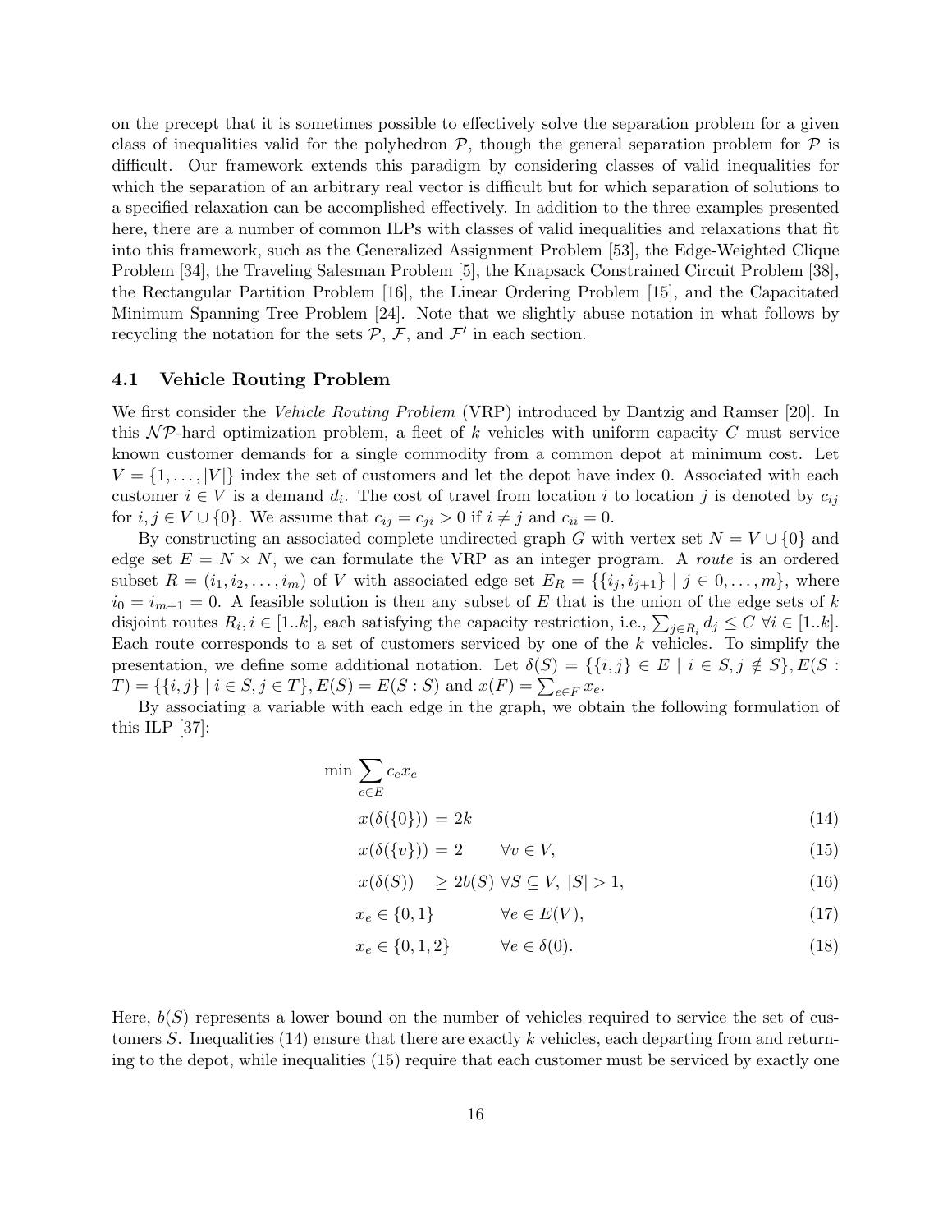on the precept that it is sometimes possible to effectively solve the separation problem for a given class of inequalities valid for the polyhedron $\mathcal{P}$, though the general separation problem for $\mathcal{P}$ is difficult. Our framework extends this paradigm by considering classes of valid inequalities for which the separation of an arbitrary real vector is difficult but for which separation of solutions to a specified relaxation can be accomplished effectively. In addition to the three examples presented here, there are a number of common ILPs with classes of valid inequalities and relaxations that fit into this framework, such as the Generalized Assignment Problem [53], the Edge-Weighted Clique Problem [34], the Traveling Salesman Problem [5], the Knapsack Constrained Circuit Problem [38], the Rectangular Partition Problem [16], the Linear Ordering Problem [15], and the Capacitated Minimum Spanning Tree Problem [24]. Note that we slightly abuse notation in what follows by recycling the notation for the sets $\mathcal{P}$, $\mathcal{F}$, and $\mathcal{F}'$ in each section.

### 4.1 Vehicle Routing Problem

We first consider the *Vehicle Routing Problem* (VRP) introduced by Dantzig and Ramser [20]. In this $\mathcal{NP}$-hard optimization problem, a fleet of $k$ vehicles with uniform capacity $C$ must service known customer demands for a single commodity from a common depot at minimum cost. Let $V = \{1, \ldots, |V|\}$ index the set of customers and let the depot have index 0. Associated with each customer $i \in V$ is a demand $d_i$. The cost of travel from location $i$ to location $j$ is denoted by $c_{ij}$ for $i, j \in V \cup \{0\}$. We assume that $c_{ij} = c_{ji} > 0$ if $i \neq j$ and $c_{ii} = 0$.

By constructing an associated complete undirected graph $G$ with vertex set $N = V \cup \{0\}$ and edge set $E = N \times N$, we can formulate the VRP as an integer program. A *route* is an ordered subset $R = (i_1, i_2, \ldots, i_m)$ of $V$ with associated edge set $E_R = \{\{i_j, i_{j+1}\} \mid j \in 0, \ldots, m\}$, where $i_0 = i_{m+1} = 0$. A feasible solution is then any subset of $E$ that is the union of the edge sets of $k$ disjoint routes $R_i, i \in [1..k]$, each satisfying the capacity restriction, i.e., $\sum_{j \in R_i} d_j \leq C \; \forall i \in [1..k]$. Each route corresponds to a set of customers serviced by one of the $k$ vehicles. To simplify the presentation, we define some additional notation. Let $\delta(S) = \{\{i, j\} \in E \mid i \in S, j \notin S\}, E(S : T) = \{\{i, j\} \mid i \in S, j \in T\}, E(S) = E(S : S)$ and $x(F) = \sum_{e \in F} x_e$.

By associating a variable with each edge in the graph, we obtain the following formulation of this ILP [37]:

$$\min \sum_{e \in E} c_e x_e$$

$$x(\delta(\{0\})) = 2k \tag{14}$$

$$x(\delta(\{v\})) = 2 \qquad \forall v \in V, \tag{15}$$

$$x(\delta(S)) \geq 2b(S) \; \forall S \subseteq V, \; |S| > 1, \tag{16}$$

$$x_e \in \{0, 1\} \qquad \forall e \in E(V), \tag{17}$$

$$x_e \in \{0, 1, 2\} \qquad \forall e \in \delta(0). \tag{18}$$

Here, $b(S)$ represents a lower bound on the number of vehicles required to service the set of customers $S$. Inequalities (14) ensure that there are exactly $k$ vehicles, each departing from and returning to the depot, while inequalities (15) require that each customer must be serviced by exactly one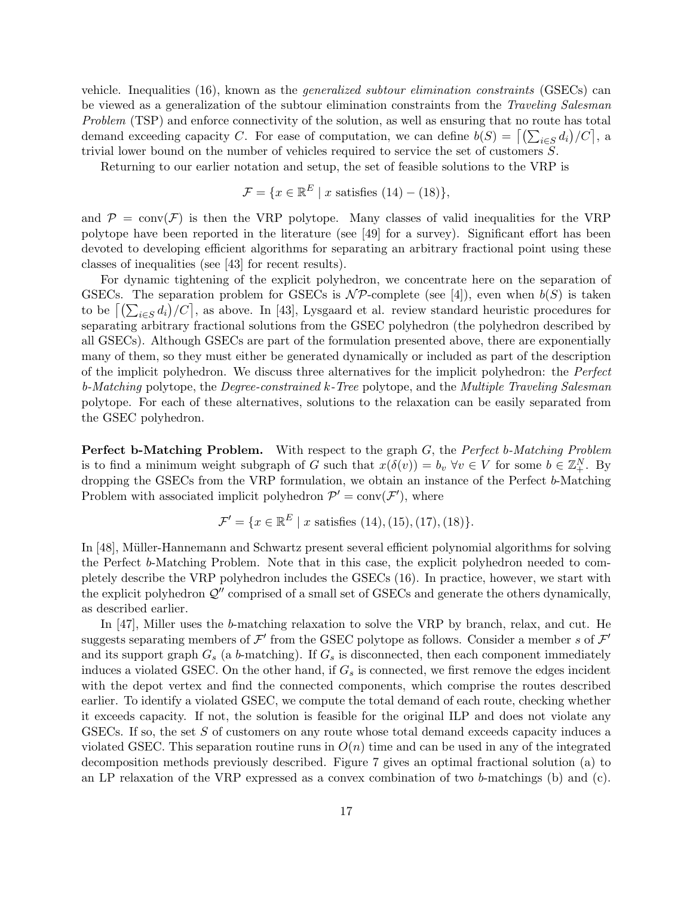vehicle. Inequalities (16), known as the *generalized subtour elimination constraints* (GSECs) can be viewed as a generalization of the subtour elimination constraints from the *Traveling Salesman Problem* (TSP) and enforce connectivity of the solution, as well as ensuring that no route has total demand exceeding capacity $C$. For ease of computation, we can define $b(S) = \left\lceil \left(\sum_{i \in S} d_i\right)/C \right\rceil$, a trivial lower bound on the number of vehicles required to service the set of customers $S$.

Returning to our earlier notation and setup, the set of feasible solutions to the VRP is

$$\mathcal{F} = \{x \in \mathbb{R}^E \mid x \text{ satisfies } (14) - (18)\},$$

and $\mathcal{P} = \text{conv}(\mathcal{F})$ is then the VRP polytope. Many classes of valid inequalities for the VRP polytope have been reported in the literature (see [49] for a survey). Significant effort has been devoted to developing efficient algorithms for separating an arbitrary fractional point using these classes of inequalities (see [43] for recent results).

For dynamic tightening of the explicit polyhedron, we concentrate here on the separation of GSECs. The separation problem for GSECs is $\mathcal{NP}$-complete (see [4]), even when $b(S)$ is taken to be $\left\lceil \left(\sum_{i \in S} d_i\right)/C \right\rceil$, as above. In [43], Lysgaard et al. review standard heuristic procedures for separating arbitrary fractional solutions from the GSEC polyhedron (the polyhedron described by all GSECs). Although GSECs are part of the formulation presented above, there are exponentially many of them, so they must either be generated dynamically or included as part of the description of the implicit polyhedron. We discuss three alternatives for the implicit polyhedron: the *Perfect b-Matching* polytope, the *Degree-constrained k-Tree* polytope, and the *Multiple Traveling Salesman* polytope. For each of these alternatives, solutions to the relaxation can be easily separated from the GSEC polyhedron.

**Perfect b-Matching Problem.** With respect to the graph $G$, the *Perfect b-Matching Problem* is to find a minimum weight subgraph of $G$ such that $x(\delta(v)) = b_v \ \forall v \in V$ for some $b \in \mathbb{Z}_+^N$. By dropping the GSECs from the VRP formulation, we obtain an instance of the Perfect $b$-Matching Problem with associated implicit polyhedron $\mathcal{P}' = \text{conv}(\mathcal{F}')$, where

$$\mathcal{F}' = \{x \in \mathbb{R}^E \mid x \text{ satisfies } (14), (15), (17), (18)\}.$$

In [48], Müller-Hannemann and Schwartz present several efficient polynomial algorithms for solving the Perfect $b$-Matching Problem. Note that in this case, the explicit polyhedron needed to completely describe the VRP polyhedron includes the GSECs (16). In practice, however, we start with the explicit polyhedron $\mathcal{Q}''$ comprised of a small set of GSECs and generate the others dynamically, as described earlier.

In [47], Miller uses the $b$-matching relaxation to solve the VRP by branch, relax, and cut. He suggests separating members of $\mathcal{F}'$ from the GSEC polytope as follows. Consider a member $s$ of $\mathcal{F}'$ and its support graph $G_s$ (a $b$-matching). If $G_s$ is disconnected, then each component immediately induces a violated GSEC. On the other hand, if $G_s$ is connected, we first remove the edges incident with the depot vertex and find the connected components, which comprise the routes described earlier. To identify a violated GSEC, we compute the total demand of each route, checking whether it exceeds capacity. If not, the solution is feasible for the original ILP and does not violate any GSECs. If so, the set $S$ of customers on any route whose total demand exceeds capacity induces a violated GSEC. This separation routine runs in $O(n)$ time and can be used in any of the integrated decomposition methods previously described. Figure 7 gives an optimal fractional solution (a) to an LP relaxation of the VRP expressed as a convex combination of two $b$-matchings (b) and (c).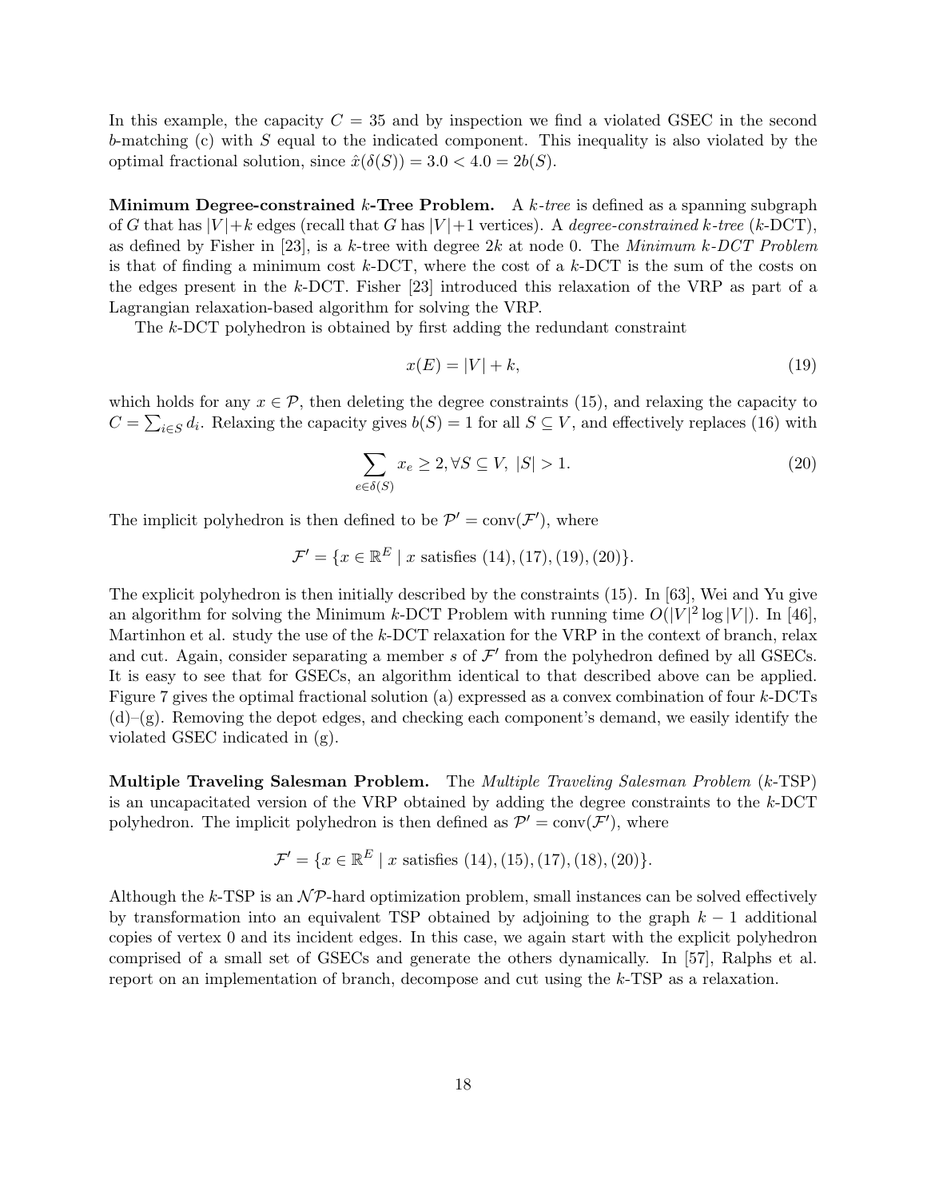In this example, the capacity $C = 35$ and by inspection we find a violated GSEC in the second $b$-matching (c) with $S$ equal to the indicated component. This inequality is also violated by the optimal fractional solution, since $\hat{x}(\delta(S)) = 3.0 < 4.0 = 2b(S)$.

**Minimum Degree-constrained $k$-Tree Problem.** A *$k$-tree* is defined as a spanning subgraph of $G$ that has $|V|+k$ edges (recall that $G$ has $|V|+1$ vertices). A *degree-constrained $k$-tree* ($k$-DCT), as defined by Fisher in [23], is a $k$-tree with degree $2k$ at node 0. The *Minimum $k$-DCT Problem* is that of finding a minimum cost $k$-DCT, where the cost of a $k$-DCT is the sum of the costs on the edges present in the $k$-DCT. Fisher [23] introduced this relaxation of the VRP as part of a Lagrangian relaxation-based algorithm for solving the VRP.

The $k$-DCT polyhedron is obtained by first adding the redundant constraint

$$x(E) = |V| + k, \tag{19}$$

which holds for any $x \in \mathcal{P}$, then deleting the degree constraints (15), and relaxing the capacity to $C = \sum_{i \in S} d_i$. Relaxing the capacity gives $b(S) = 1$ for all $S \subseteq V$, and effectively replaces (16) with

$$\sum_{e \in \delta(S)} x_e \geq 2, \forall S \subseteq V, \ |S| > 1. \tag{20}$$

The implicit polyhedron is then defined to be $\mathcal{P}' = \text{conv}(\mathcal{F}')$, where

$$\mathcal{F}' = \{x \in \mathbb{R}^E \mid x \text{ satisfies } (14), (17), (19), (20)\}.$$

The explicit polyhedron is then initially described by the constraints (15). In [63], Wei and Yu give an algorithm for solving the Minimum $k$-DCT Problem with running time $O(|V|^2 \log |V|)$. In [46], Martinhon et al. study the use of the $k$-DCT relaxation for the VRP in the context of branch, relax and cut. Again, consider separating a member $s$ of $\mathcal{F}'$ from the polyhedron defined by all GSECs. It is easy to see that for GSECs, an algorithm identical to that described above can be applied. Figure 7 gives the optimal fractional solution (a) expressed as a convex combination of four $k$-DCTs (d)–(g). Removing the depot edges, and checking each component's demand, we easily identify the violated GSEC indicated in (g).

**Multiple Traveling Salesman Problem.** The *Multiple Traveling Salesman Problem* ($k$-TSP) is an uncapacitated version of the VRP obtained by adding the degree constraints to the $k$-DCT polyhedron. The implicit polyhedron is then defined as $\mathcal{P}' = \text{conv}(\mathcal{F}')$, where

$$\mathcal{F}' = \{x \in \mathbb{R}^E \mid x \text{ satisfies } (14), (15), (17), (18), (20)\}.$$

Although the $k$-TSP is an $\mathcal{NP}$-hard optimization problem, small instances can be solved effectively by transformation into an equivalent TSP obtained by adjoining to the graph $k - 1$ additional copies of vertex 0 and its incident edges. In this case, we again start with the explicit polyhedron comprised of a small set of GSECs and generate the others dynamically. In [57], Ralphs et al. report on an implementation of branch, decompose and cut using the $k$-TSP as a relaxation.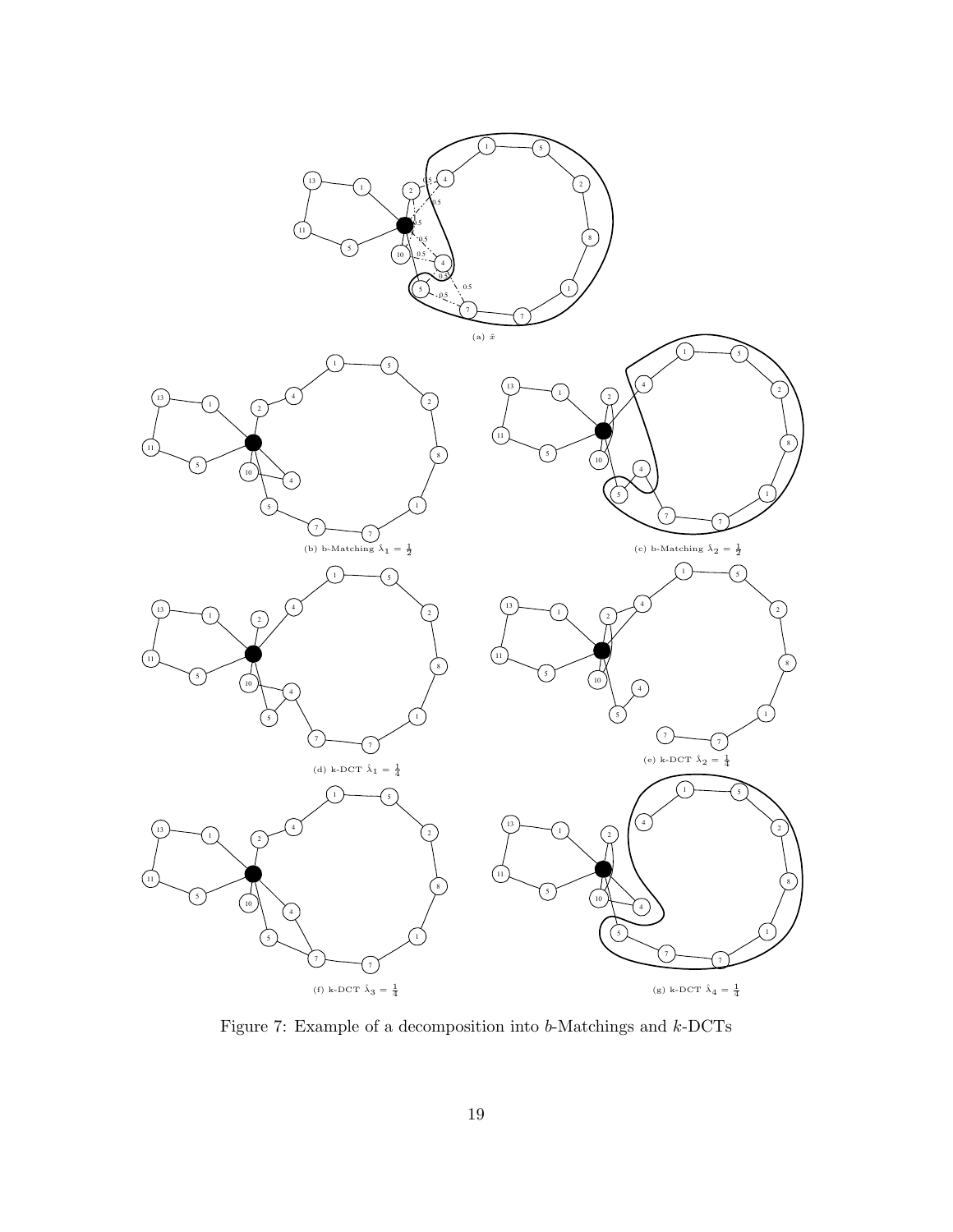(a) $\hat{x}$

(b) b-Matching $\hat{\lambda}_1 = \frac{1}{2}$

(c) b-Matching $\hat{\lambda}_2 = \frac{1}{2}$

(d) k-DCT $\hat{\lambda}_1 = \frac{1}{4}$

(e) k-DCT $\hat{\lambda}_2 = \frac{1}{4}$

(f) k-DCT $\hat{\lambda}_3 = \frac{1}{4}$

(g) k-DCT $\hat{\lambda}_4 = \frac{1}{4}$

Figure 7: Example of a decomposition into $b$-Matchings and $k$-DCTs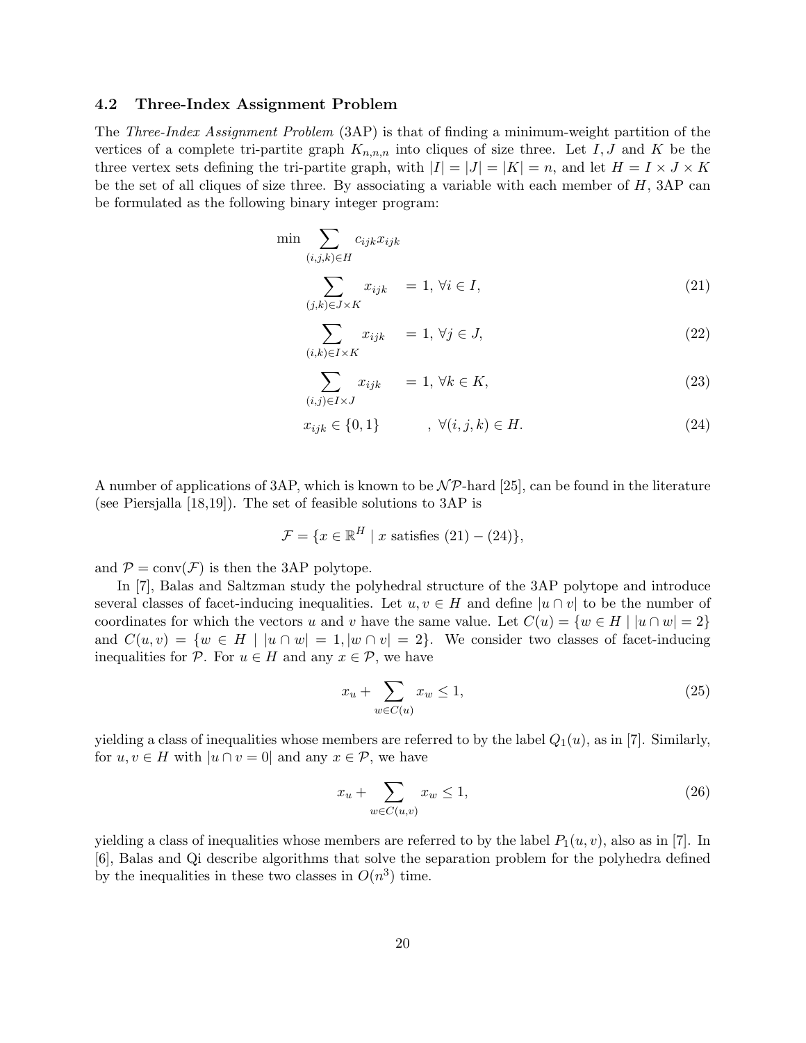### 4.2 Three-Index Assignment Problem

The *Three-Index Assignment Problem* (3AP) is that of finding a minimum-weight partition of the vertices of a complete tri-partite graph $K_{n,n,n}$ into cliques of size three. Let $I, J$ and $K$ be the three vertex sets defining the tri-partite graph, with $|I| = |J| = |K| = n$, and let $H = I \times J \times K$ be the set of all cliques of size three. By associating a variable with each member of $H$, 3AP can be formulated as the following binary integer program:

$$\min \sum_{(i,j,k)\in H} c_{ijk} x_{ijk}$$

$$\sum_{(j,k)\in J\times K} x_{ijk} = 1, \; \forall i \in I, \tag{21}$$

$$\sum_{(i,k)\in I\times K} x_{ijk} = 1, \; \forall j \in J, \tag{22}$$

$$\sum_{(i,j)\in I\times J} x_{ijk} = 1, \; \forall k \in K, \tag{23}$$

$$x_{ijk} \in \{0,1\} \quad , \; \forall (i,j,k) \in H. \tag{24}$$

A number of applications of 3AP, which is known to be $\mathcal{NP}$-hard [25], can be found in the literature (see Piersjalla [18,19]). The set of feasible solutions to 3AP is

$$\mathcal{F} = \{x \in \mathbb{R}^H \mid x \text{ satisfies } (21) - (24)\},$$

and $\mathcal{P} = \text{conv}(\mathcal{F})$ is then the 3AP polytope.

In [7], Balas and Saltzman study the polyhedral structure of the 3AP polytope and introduce several classes of facet-inducing inequalities. Let $u, v \in H$ and define $|u \cap v|$ to be the number of coordinates for which the vectors $u$ and $v$ have the same value. Let $C(u) = \{w \in H \mid |u \cap w| = 2\}$ and $C(u,v) = \{w \in H \mid |u \cap w| = 1, |w \cap v| = 2\}$. We consider two classes of facet-inducing inequalities for $\mathcal{P}$. For $u \in H$ and any $x \in \mathcal{P}$, we have

$$x_u + \sum_{w \in C(u)} x_w \leq 1, \tag{25}$$

yielding a class of inequalities whose members are referred to by the label $Q_1(u)$, as in [7]. Similarly, for $u, v \in H$ with $|u \cap v = 0|$ and any $x \in \mathcal{P}$, we have

$$x_u + \sum_{w \in C(u,v)} x_w \leq 1, \tag{26}$$

yielding a class of inequalities whose members are referred to by the label $P_1(u,v)$, also as in [7]. In [6], Balas and Qi describe algorithms that solve the separation problem for the polyhedra defined by the inequalities in these two classes in $O(n^3)$ time.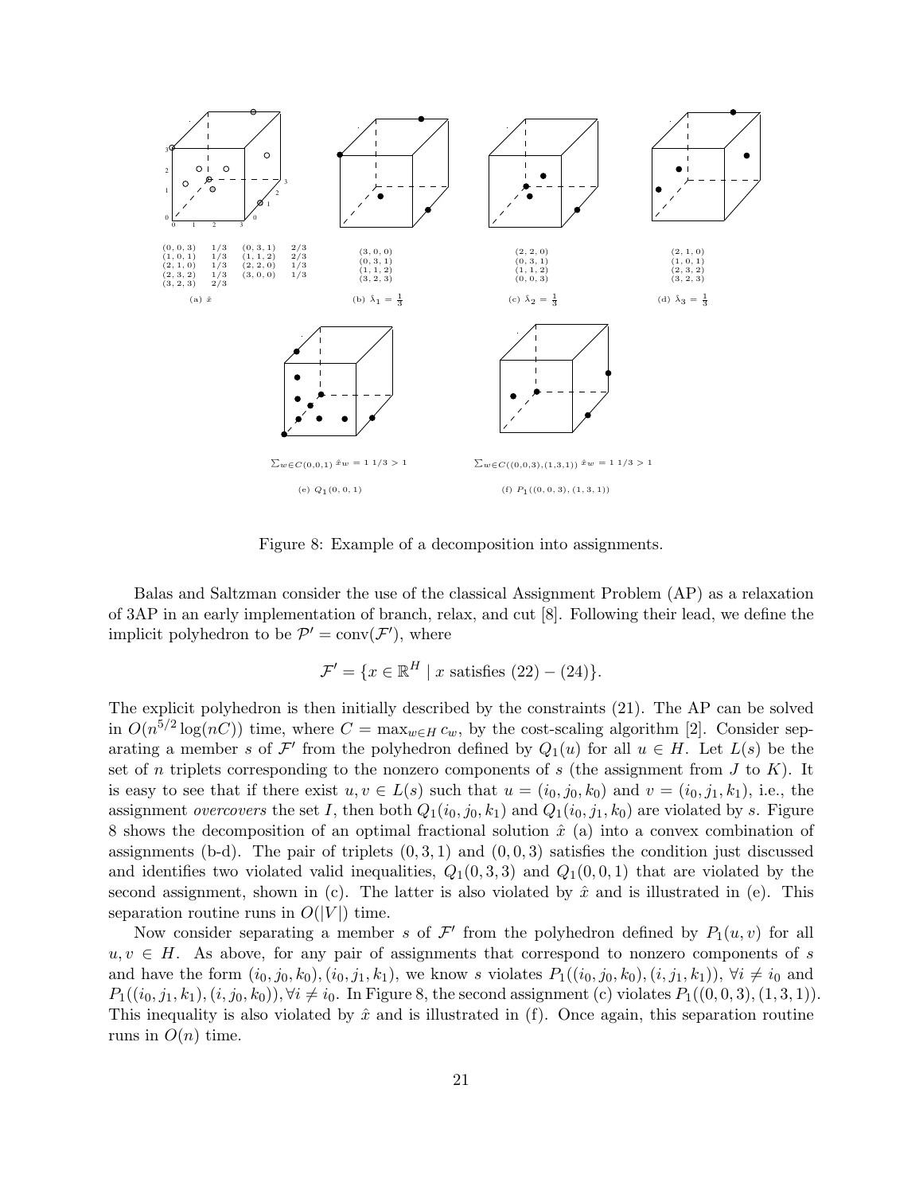(a) $\hat{x}$

| | | | |
|---|---|---|---|
| (0, 0, 3) | 1/3 | (0, 3, 1) | 2/3 |
| (1, 0, 1) | 1/3 | (1, 1, 2) | 2/3 |
| (2, 1, 0) | 1/3 | (2, 2, 0) | 1/3 |
| (2, 3, 2) | 1/3 | (3, 0, 0) | 1/3 |
| (3, 2, 3) | 2/3 | | |

(b) $\hat{\lambda}_1 = \frac{1}{3}$: (3, 0, 0), (0, 3, 1), (1, 1, 2), (3, 2, 3)

(c) $\hat{\lambda}_2 = \frac{1}{3}$: (2, 2, 0), (0, 3, 1), (1, 1, 2), (0, 0, 3)

(d) $\hat{\lambda}_3 = \frac{1}{3}$: (2, 1, 0), (1, 0, 1), (2, 3, 2), (3, 2, 3)

(e) $Q_1(0, 0, 1)$: $\sum_{w \in C(0,0,1)} \hat{x}_w = 1\ 1/3 > 1$

(f) $P_1((0, 0, 3), (1, 3, 1))$: $\sum_{w \in C((0,0,3),(1,3,1))} \hat{x}_w = 1\ 1/3 > 1$

Figure 8: Example of a decomposition into assignments.

Balas and Saltzman consider the use of the classical Assignment Problem (AP) as a relaxation of 3AP in an early implementation of branch, relax, and cut [8]. Following their lead, we define the implicit polyhedron to be $\mathcal{P}' = \text{conv}(\mathcal{F}')$, where

$$\mathcal{F}' = \{x \in \mathbb{R}^H \mid x \text{ satisfies } (22) - (24)\}.$$

The explicit polyhedron is then initially described by the constraints (21). The AP can be solved in $O(n^{5/2} \log(nC))$ time, where $C = \max_{w \in H} c_w$, by the cost-scaling algorithm [2]. Consider separating a member $s$ of $\mathcal{F}'$ from the polyhedron defined by $Q_1(u)$ for all $u \in H$. Let $L(s)$ be the set of $n$ triplets corresponding to the nonzero components of $s$ (the assignment from $J$ to $K$). It is easy to see that if there exist $u, v \in L(s)$ such that $u = (i_0, j_0, k_0)$ and $v = (i_0, j_1, k_1)$, i.e., the assignment *overcovers* the set $I$, then both $Q_1(i_0, j_0, k_1)$ and $Q_1(i_0, j_1, k_0)$ are violated by $s$. Figure 8 shows the decomposition of an optimal fractional solution $\hat{x}$ (a) into a convex combination of assignments (b-d). The pair of triplets $(0, 3, 1)$ and $(0, 0, 3)$ satisfies the condition just discussed and identifies two violated valid inequalities, $Q_1(0, 3, 3)$ and $Q_1(0, 0, 1)$ that are violated by the second assignment, shown in (c). The latter is also violated by $\hat{x}$ and is illustrated in (e). This separation routine runs in $O(|V|)$ time.

Now consider separating a member $s$ of $\mathcal{F}'$ from the polyhedron defined by $P_1(u, v)$ for all $u, v \in H$. As above, for any pair of assignments that correspond to nonzero components of $s$ and have the form $(i_0, j_0, k_0), (i_0, j_1, k_1)$, we know $s$ violates $P_1((i_0, j_0, k_0), (i, j_1, k_1))$, $\forall i \neq i_0$ and $P_1((i_0, j_1, k_1), (i, j_0, k_0)), \forall i \neq i_0$. In Figure 8, the second assignment (c) violates $P_1((0, 0, 3), (1, 3, 1))$. This inequality is also violated by $\hat{x}$ and is illustrated in (f). Once again, this separation routine runs in $O(n)$ time.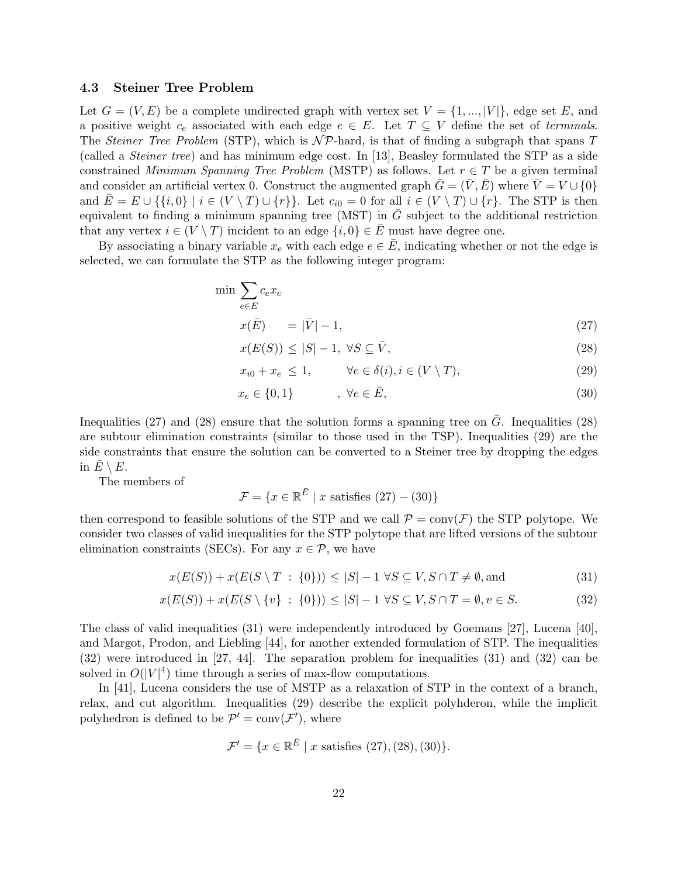### 4.3 Steiner Tree Problem

Let $G = (V, E)$ be a complete undirected graph with vertex set $V = \{1, ..., |V|\}$, edge set $E$, and a positive weight $c_e$ associated with each edge $e \in E$. Let $T \subseteq V$ define the set of *terminals*. The *Steiner Tree Problem* (STP), which is $\mathcal{NP}$-hard, is that of finding a subgraph that spans $T$ (called a *Steiner tree*) and has minimum edge cost. In [13], Beasley formulated the STP as a side constrained *Minimum Spanning Tree Problem* (MSTP) as follows. Let $r \in T$ be a given terminal and consider an artificial vertex 0. Construct the augmented graph $\bar{G} = (\bar{V}, \bar{E})$ where $\bar{V} = V \cup \{0\}$ and $\bar{E} = E \cup \{\{i, 0\} \mid i \in (V \setminus T) \cup \{r\}\}$. Let $c_{i0} = 0$ for all $i \in (V \setminus T) \cup \{r\}$. The STP is then equivalent to finding a minimum spanning tree (MST) in $\bar{G}$ subject to the additional restriction that any vertex $i \in (V \setminus T)$ incident to an edge $\{i, 0\} \in \bar{E}$ must have degree one.

By associating a binary variable $x_e$ with each edge $e \in \bar{E}$, indicating whether or not the edge is selected, we can formulate the STP as the following integer program:

$$\min \sum_{e \in E} c_e x_e$$

$$x(\bar{E}) \quad = |\bar{V}| - 1, \tag{27}$$

$$x(E(S)) \leq |S| - 1, \ \forall S \subseteq \bar{V}, \tag{28}$$

$$x_{i0} + x_e \leq 1, \qquad \forall e \in \delta(i), i \in (V \setminus T), \tag{29}$$

$$x_e \in \{0, 1\} \qquad , \ \forall e \in \bar{E}, \tag{30}$$

Inequalities (27) and (28) ensure that the solution forms a spanning tree on $\bar{G}$. Inequalities (28) are subtour elimination constraints (similar to those used in the TSP). Inequalities (29) are the side constraints that ensure the solution can be converted to a Steiner tree by dropping the edges in $\bar{E} \setminus E$.

The members of

$$\mathcal{F} = \{x \in \mathbb{R}^{\bar{E}} \mid x \text{ satisfies } (27) - (30)\}$$

then correspond to feasible solutions of the STP and we call $\mathcal{P} = \text{conv}(\mathcal{F})$ the STP polytope. We consider two classes of valid inequalities for the STP polytope that are lifted versions of the subtour elimination constraints (SECs). For any $x \in \mathcal{P}$, we have

$$x(E(S)) + x(E(S \setminus T \ : \ \{0\})) \leq |S| - 1 \ \forall S \subseteq V, S \cap T \neq \emptyset, \text{and} \tag{31}$$

$$x(E(S)) + x(E(S \setminus \{v\} \ : \ \{0\})) \leq |S| - 1 \ \forall S \subseteq V, S \cap T = \emptyset, v \in S. \tag{32}$$

The class of valid inequalities (31) were independently introduced by Goemans [27], Lucena [40], and Margot, Prodon, and Liebling [44], for another extended formulation of STP. The inequalities (32) were introduced in [27, 44]. The separation problem for inequalities (31) and (32) can be solved in $O(|V|^4)$ time through a series of max-flow computations.

In [41], Lucena considers the use of MSTP as a relaxation of STP in the context of a branch, relax, and cut algorithm. Inequalities (29) describe the explicit polyhderon, while the implicit polyhedron is defined to be $\mathcal{P}' = \text{conv}(\mathcal{F}')$, where

$$\mathcal{F}' = \{x \in \mathbb{R}^{\bar{E}} \mid x \text{ satisfies } (27), (28), (30)\}.$$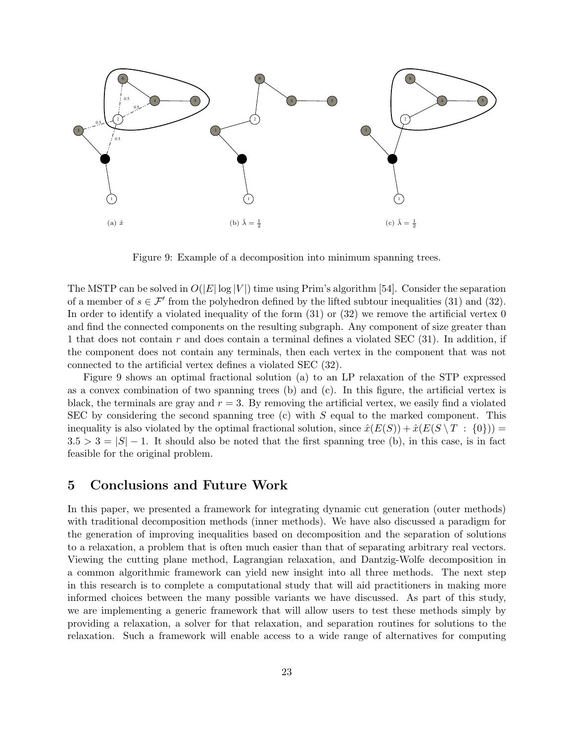(a) $\hat{x}$

(b) $\hat{\lambda} = \frac{1}{2}$

(c) $\hat{\lambda} = \frac{1}{2}$

Figure 9: Example of a decomposition into minimum spanning trees.

The MSTP can be solved in $O(|E| \log |V|)$ time using Prim's algorithm [54]. Consider the separation of a member of $s \in \mathcal{F}'$ from the polyhedron defined by the lifted subtour inequalities (31) and (32). In order to identify a violated inequality of the form (31) or (32) we remove the artificial vertex 0 and find the connected components on the resulting subgraph. Any component of size greater than 1 that does not contain $r$ and does contain a terminal defines a violated SEC (31). In addition, if the component does not contain any terminals, then each vertex in the component that was not connected to the artificial vertex defines a violated SEC (32).

Figure 9 shows an optimal fractional solution (a) to an LP relaxation of the STP expressed as a convex combination of two spanning trees (b) and (c). In this figure, the artificial vertex is black, the terminals are gray and $r = 3$. By removing the artificial vertex, we easily find a violated SEC by considering the second spanning tree (c) with $S$ equal to the marked component. This inequality is also violated by the optimal fractional solution, since $\hat{x}(E(S)) + \hat{x}(E(S \setminus T : \{0\})) = 3.5 > 3 = |S| - 1$. It should also be noted that the first spanning tree (b), in this case, is in fact feasible for the original problem.

# 5 Conclusions and Future Work

In this paper, we presented a framework for integrating dynamic cut generation (outer methods) with traditional decomposition methods (inner methods). We have also discussed a paradigm for the generation of improving inequalities based on decomposition and the separation of solutions to a relaxation, a problem that is often much easier than that of separating arbitrary real vectors. Viewing the cutting plane method, Lagrangian relaxation, and Dantzig-Wolfe decomposition in a common algorithmic framework can yield new insight into all three methods. The next step in this research is to complete a computational study that will aid practitioners in making more informed choices between the many possible variants we have discussed. As part of this study, we are implementing a generic framework that will allow users to test these methods simply by providing a relaxation, a solver for that relaxation, and separation routines for solutions to the relaxation. Such a framework will enable access to a wide range of alternatives for computing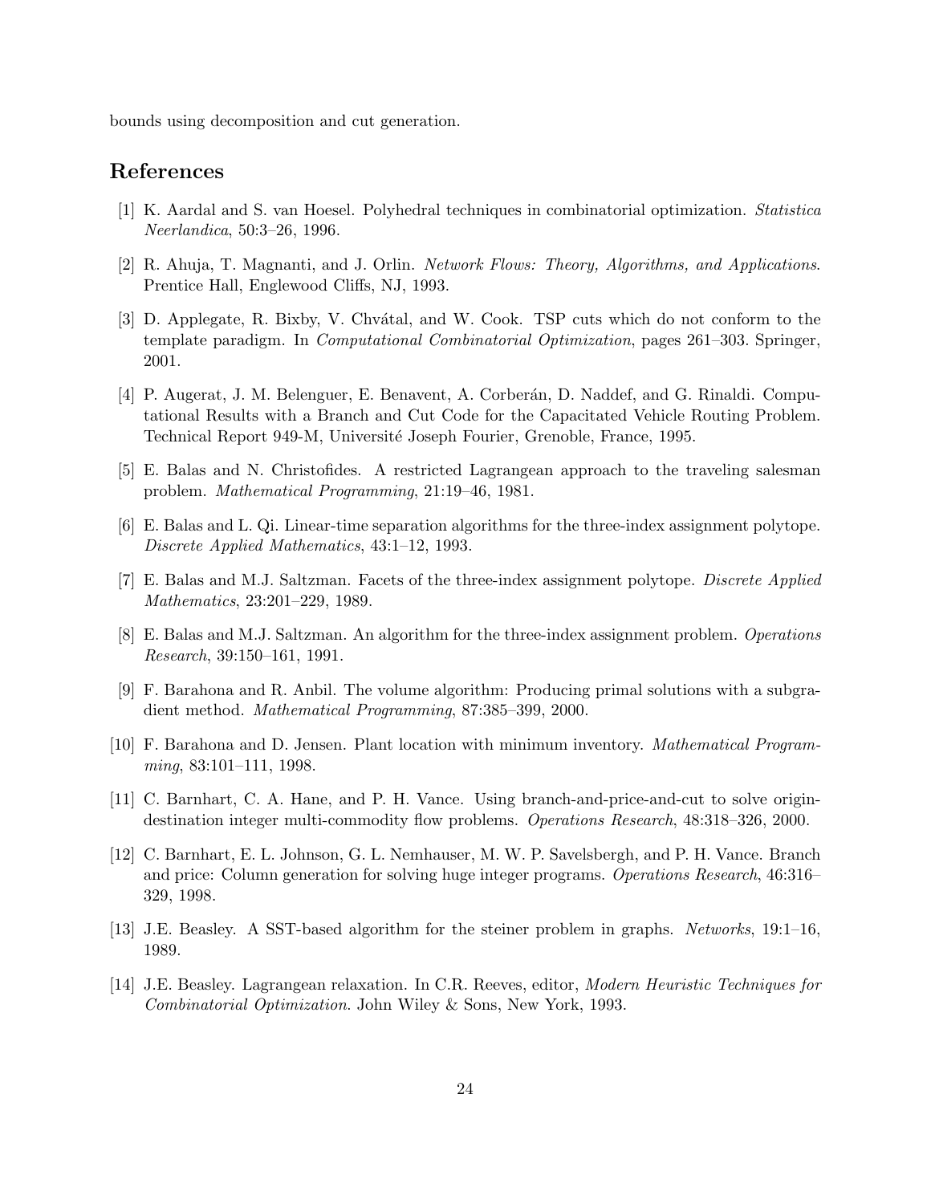bounds using decomposition and cut generation.

## References

[1] K. Aardal and S. van Hoesel. Polyhedral techniques in combinatorial optimization. *Statistica Neerlandica*, 50:3–26, 1996.

[2] R. Ahuja, T. Magnanti, and J. Orlin. *Network Flows: Theory, Algorithms, and Applications*. Prentice Hall, Englewood Cliffs, NJ, 1993.

[3] D. Applegate, R. Bixby, V. Chvátal, and W. Cook. TSP cuts which do not conform to the template paradigm. In *Computational Combinatorial Optimization*, pages 261–303. Springer, 2001.

[4] P. Augerat, J. M. Belenguer, E. Benavent, A. Corberán, D. Naddef, and G. Rinaldi. Computational Results with a Branch and Cut Code for the Capacitated Vehicle Routing Problem. Technical Report 949-M, Université Joseph Fourier, Grenoble, France, 1995.

[5] E. Balas and N. Christofides. A restricted Lagrangean approach to the traveling salesman problem. *Mathematical Programming*, 21:19–46, 1981.

[6] E. Balas and L. Qi. Linear-time separation algorithms for the three-index assignment polytope. *Discrete Applied Mathematics*, 43:1–12, 1993.

[7] E. Balas and M.J. Saltzman. Facets of the three-index assignment polytope. *Discrete Applied Mathematics*, 23:201–229, 1989.

[8] E. Balas and M.J. Saltzman. An algorithm for the three-index assignment problem. *Operations Research*, 39:150–161, 1991.

[9] F. Barahona and R. Anbil. The volume algorithm: Producing primal solutions with a subgradient method. *Mathematical Programming*, 87:385–399, 2000.

[10] F. Barahona and D. Jensen. Plant location with minimum inventory. *Mathematical Programming*, 83:101–111, 1998.

[11] C. Barnhart, C. A. Hane, and P. H. Vance. Using branch-and-price-and-cut to solve origin-destination integer multi-commodity flow problems. *Operations Research*, 48:318–326, 2000.

[12] C. Barnhart, E. L. Johnson, G. L. Nemhauser, M. W. P. Savelsbergh, and P. H. Vance. Branch and price: Column generation for solving huge integer programs. *Operations Research*, 46:316–329, 1998.

[13] J.E. Beasley. A SST-based algorithm for the steiner problem in graphs. *Networks*, 19:1–16, 1989.

[14] J.E. Beasley. Lagrangean relaxation. In C.R. Reeves, editor, *Modern Heuristic Techniques for Combinatorial Optimization*. John Wiley & Sons, New York, 1993.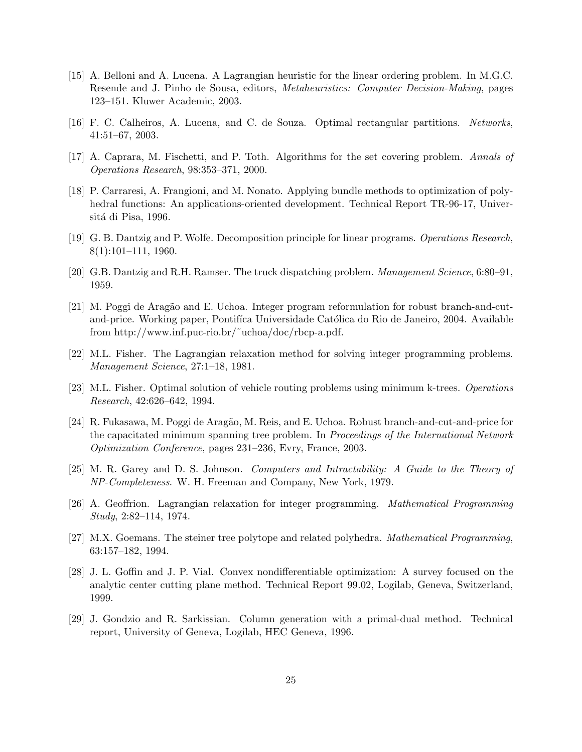[15] A. Belloni and A. Lucena. A Lagrangian heuristic for the linear ordering problem. In M.G.C. Resende and J. Pinho de Sousa, editors, *Metaheuristics: Computer Decision-Making*, pages 123–151. Kluwer Academic, 2003.

[16] F. C. Calheiros, A. Lucena, and C. de Souza. Optimal rectangular partitions. *Networks*, 41:51–67, 2003.

[17] A. Caprara, M. Fischetti, and P. Toth. Algorithms for the set covering problem. *Annals of Operations Research*, 98:353–371, 2000.

[18] P. Carraresi, A. Frangioni, and M. Nonato. Applying bundle methods to optimization of polyhedral functions: An applications-oriented development. Technical Report TR-96-17, Universitá di Pisa, 1996.

[19] G. B. Dantzig and P. Wolfe. Decomposition principle for linear programs. *Operations Research*, 8(1):101–111, 1960.

[20] G.B. Dantzig and R.H. Ramser. The truck dispatching problem. *Management Science*, 6:80–91, 1959.

[21] M. Poggi de Aragão and E. Uchoa. Integer program reformulation for robust branch-and-cut-and-price. Working paper, Pontifíca Universidade Católica do Rio de Janeiro, 2004. Available from http://www.inf.puc-rio.br/˜uchoa/doc/rbcp-a.pdf.

[22] M.L. Fisher. The Lagrangian relaxation method for solving integer programming problems. *Management Science*, 27:1–18, 1981.

[23] M.L. Fisher. Optimal solution of vehicle routing problems using minimum k-trees. *Operations Research*, 42:626–642, 1994.

[24] R. Fukasawa, M. Poggi de Aragão, M. Reis, and E. Uchoa. Robust branch-and-cut-and-price for the capacitated minimum spanning tree problem. In *Proceedings of the International Network Optimization Conference*, pages 231–236, Evry, France, 2003.

[25] M. R. Garey and D. S. Johnson. *Computers and Intractability: A Guide to the Theory of NP-Completeness*. W. H. Freeman and Company, New York, 1979.

[26] A. Geoffrion. Lagrangian relaxation for integer programming. *Mathematical Programming Study*, 2:82–114, 1974.

[27] M.X. Goemans. The steiner tree polytope and related polyhedra. *Mathematical Programming*, 63:157–182, 1994.

[28] J. L. Goffin and J. P. Vial. Convex nondifferentiable optimization: A survey focused on the analytic center cutting plane method. Technical Report 99.02, Logilab, Geneva, Switzerland, 1999.

[29] J. Gondzio and R. Sarkissian. Column generation with a primal-dual method. Technical report, University of Geneva, Logilab, HEC Geneva, 1996.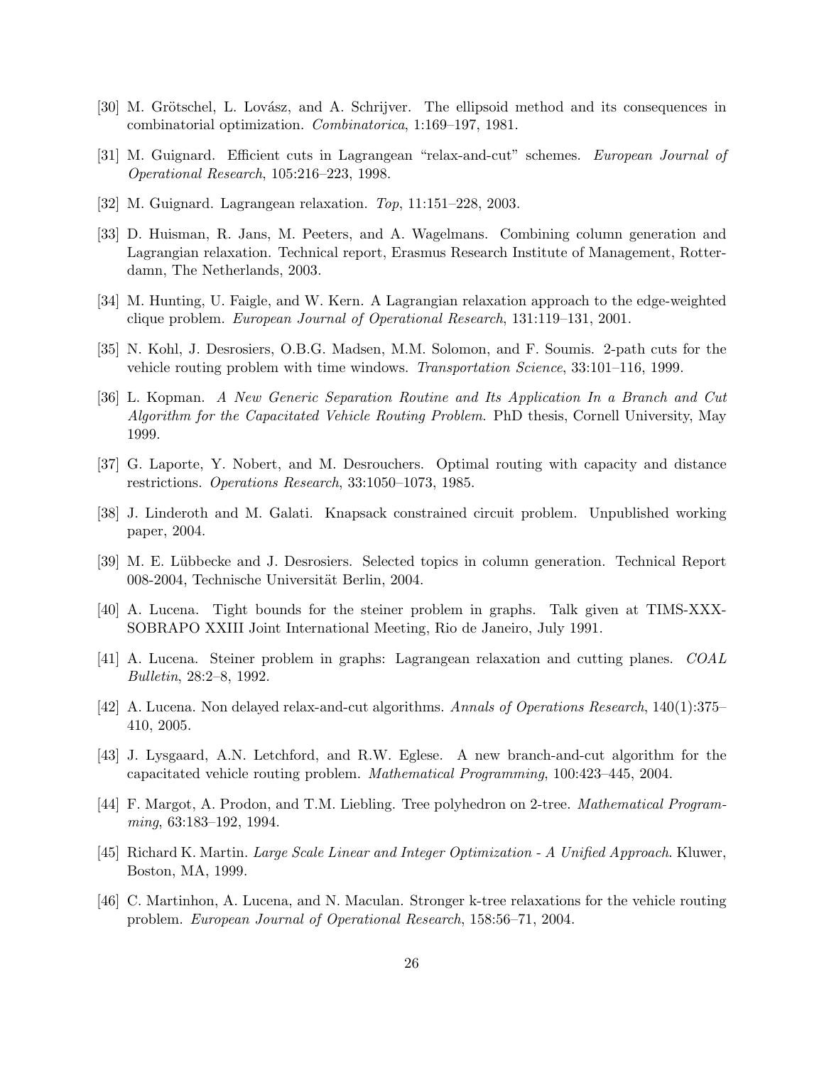[30] M. Grötschel, L. Lovász, and A. Schrijver. The ellipsoid method and its consequences in combinatorial optimization. *Combinatorica*, 1:169–197, 1981.

[31] M. Guignard. Efficient cuts in Lagrangean "relax-and-cut" schemes. *European Journal of Operational Research*, 105:216–223, 1998.

[32] M. Guignard. Lagrangean relaxation. *Top*, 11:151–228, 2003.

[33] D. Huisman, R. Jans, M. Peeters, and A. Wagelmans. Combining column generation and Lagrangian relaxation. Technical report, Erasmus Research Institute of Management, Rotterdamn, The Netherlands, 2003.

[34] M. Hunting, U. Faigle, and W. Kern. A Lagrangian relaxation approach to the edge-weighted clique problem. *European Journal of Operational Research*, 131:119–131, 2001.

[35] N. Kohl, J. Desrosiers, O.B.G. Madsen, M.M. Solomon, and F. Soumis. 2-path cuts for the vehicle routing problem with time windows. *Transportation Science*, 33:101–116, 1999.

[36] L. Kopman. *A New Generic Separation Routine and Its Application In a Branch and Cut Algorithm for the Capacitated Vehicle Routing Problem*. PhD thesis, Cornell University, May 1999.

[37] G. Laporte, Y. Nobert, and M. Desrouchers. Optimal routing with capacity and distance restrictions. *Operations Research*, 33:1050–1073, 1985.

[38] J. Linderoth and M. Galati. Knapsack constrained circuit problem. Unpublished working paper, 2004.

[39] M. E. Lübbecke and J. Desrosiers. Selected topics in column generation. Technical Report 008-2004, Technische Universität Berlin, 2004.

[40] A. Lucena. Tight bounds for the steiner problem in graphs. Talk given at TIMS-XXX-SOBRAPO XXIII Joint International Meeting, Rio de Janeiro, July 1991.

[41] A. Lucena. Steiner problem in graphs: Lagrangean relaxation and cutting planes. *COAL Bulletin*, 28:2–8, 1992.

[42] A. Lucena. Non delayed relax-and-cut algorithms. *Annals of Operations Research*, 140(1):375–410, 2005.

[43] J. Lysgaard, A.N. Letchford, and R.W. Eglese. A new branch-and-cut algorithm for the capacitated vehicle routing problem. *Mathematical Programming*, 100:423–445, 2004.

[44] F. Margot, A. Prodon, and T.M. Liebling. Tree polyhedron on 2-tree. *Mathematical Programming*, 63:183–192, 1994.

[45] Richard K. Martin. *Large Scale Linear and Integer Optimization - A Unified Approach*. Kluwer, Boston, MA, 1999.

[46] C. Martinhon, A. Lucena, and N. Maculan. Stronger k-tree relaxations for the vehicle routing problem. *European Journal of Operational Research*, 158:56–71, 2004.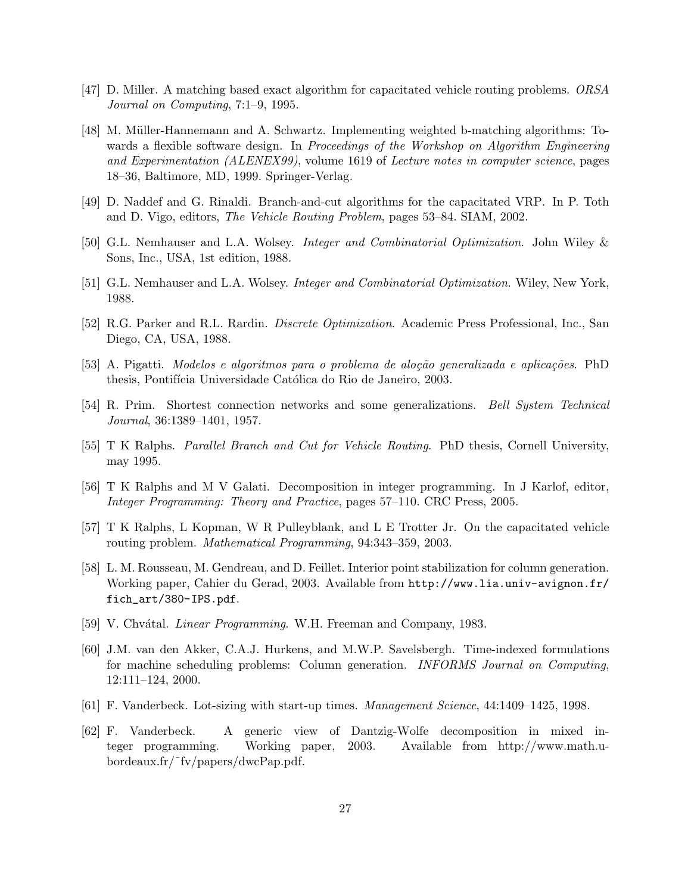[47] D. Miller. A matching based exact algorithm for capacitated vehicle routing problems. *ORSA Journal on Computing*, 7:1–9, 1995.

[48] M. Müller-Hannemann and A. Schwartz. Implementing weighted b-matching algorithms: Towards a flexible software design. In *Proceedings of the Workshop on Algorithm Engineering and Experimentation (ALENEX99)*, volume 1619 of *Lecture notes in computer science*, pages 18–36, Baltimore, MD, 1999. Springer-Verlag.

[49] D. Naddef and G. Rinaldi. Branch-and-cut algorithms for the capacitated VRP. In P. Toth and D. Vigo, editors, *The Vehicle Routing Problem*, pages 53–84. SIAM, 2002.

[50] G.L. Nemhauser and L.A. Wolsey. *Integer and Combinatorial Optimization*. John Wiley & Sons, Inc., USA, 1st edition, 1988.

[51] G.L. Nemhauser and L.A. Wolsey. *Integer and Combinatorial Optimization*. Wiley, New York, 1988.

[52] R.G. Parker and R.L. Rardin. *Discrete Optimization*. Academic Press Professional, Inc., San Diego, CA, USA, 1988.

[53] A. Pigatti. *Modelos e algoritmos para o problema de alоção generalizada e aplicações*. PhD thesis, Pontifícia Universidade Católica do Rio de Janeiro, 2003.

[54] R. Prim. Shortest connection networks and some generalizations. *Bell System Technical Journal*, 36:1389–1401, 1957.

[55] T K Ralphs. *Parallel Branch and Cut for Vehicle Routing*. PhD thesis, Cornell University, may 1995.

[56] T K Ralphs and M V Galati. Decomposition in integer programming. In J Karlof, editor, *Integer Programming: Theory and Practice*, pages 57–110. CRC Press, 2005.

[57] T K Ralphs, L Kopman, W R Pulleyblank, and L E Trotter Jr. On the capacitated vehicle routing problem. *Mathematical Programming*, 94:343–359, 2003.

[58] L. M. Rousseau, M. Gendreau, and D. Feillet. Interior point stabilization for column generation. Working paper, Cahier du Gerad, 2003. Available from `http://www.lia.univ-avignon.fr/fich_art/380-IPS.pdf`.

[59] V. Chvátal. *Linear Programming*. W.H. Freeman and Company, 1983.

[60] J.M. van den Akker, C.A.J. Hurkens, and M.W.P. Savelsbergh. Time-indexed formulations for machine scheduling problems: Column generation. *INFORMS Journal on Computing*, 12:111–124, 2000.

[61] F. Vanderbeck. Lot-sizing with start-up times. *Management Science*, 44:1409–1425, 1998.

[62] F. Vanderbeck. A generic view of Dantzig-Wolfe decomposition in mixed integer programming. Working paper, 2003. Available from http://www.math.u-bordeaux.fr/˜fv/papers/dwcPap.pdf.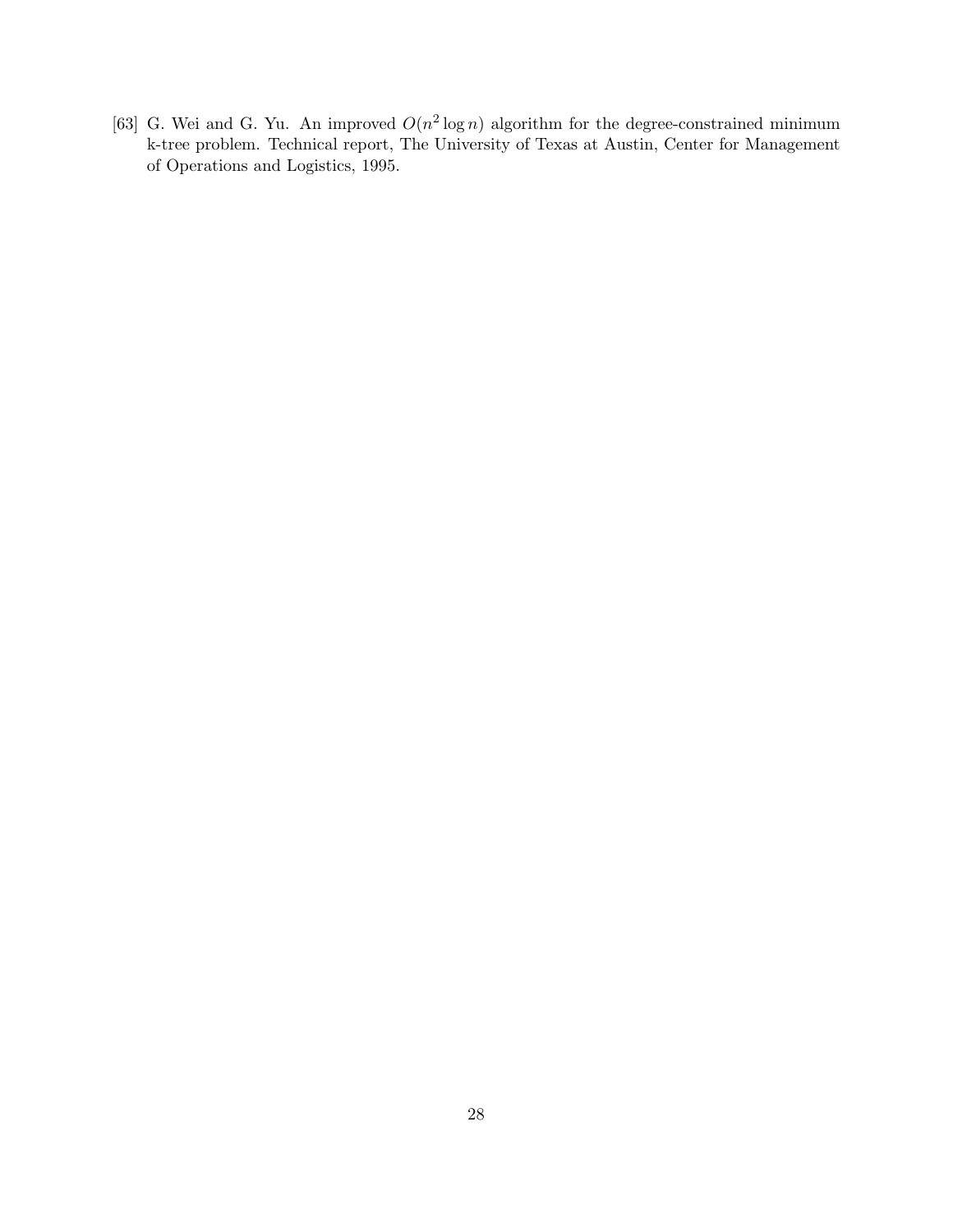[63] G. Wei and G. Yu. An improved $O(n^2 \log n)$ algorithm for the degree-constrained minimum k-tree problem. Technical report, The University of Texas at Austin, Center for Management of Operations and Logistics, 1995.